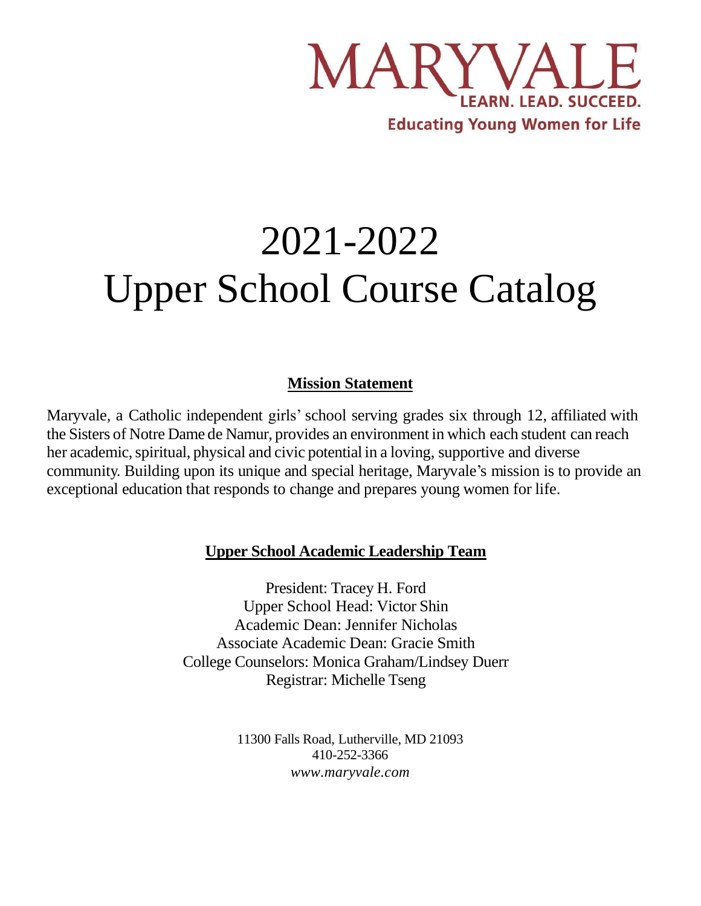MARYVALE

LEARN. LEAD. SUCCEED.

**Educating Young Women for Life**

# 2021-2022
# Upper School Course Catalog

## Mission Statement

Maryvale, a Catholic independent girls' school serving grades six through 12, affiliated with the Sisters of Notre Dame de Namur, provides an environment in which each student can reach her academic, spiritual, physical and civic potential in a loving, supportive and diverse community. Building upon its unique and special heritage, Maryvale's mission is to provide an exceptional education that responds to change and prepares young women for life.

## Upper School Academic Leadership Team

President: Tracey H. Ford
Upper School Head: Victor Shin
Academic Dean: Jennifer Nicholas
Associate Academic Dean: Gracie Smith
College Counselors: Monica Graham/Lindsey Duerr
Registrar: Michelle Tseng

11300 Falls Road, Lutherville, MD 21093
410-252-3366
*www.maryvale.com*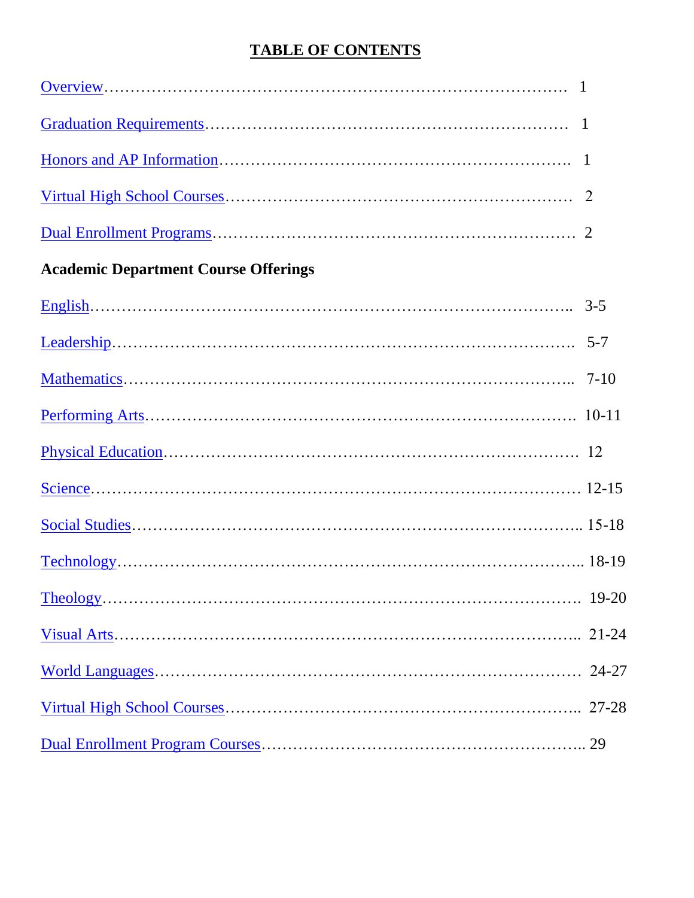# TABLE OF CONTENTS

Overview…………………………………………………………………………. 1

Graduation Requirements……………………………………………………… 1

Honors and AP Information……………………………………………………. 1

Virtual High School Courses…………………………………………………… 2

Dual Enrollment Programs……………………………………………………… 2

**Academic Department Course Offerings**

English………………………………………………………………………….. 3-5

Leadership……………………………………………………………………… 5-7

Mathematics…………………………………………………………………….. 7-10

Performing Arts………………………………………………………………. 10-11

Physical Education……………………………………………………………. 12

Science………………………………………………………………………… 12-15

Social Studies…………………………………………………………………... 15-18

Technology……………………………………………………………………... 18-19

Theology………………………………………………………………………. 19-20

Visual Arts……………………………………………………………………... 21-24

World Languages……………………………………………………………… 24-27

Virtual High School Courses………………………………………………….. 27-28

Dual Enrollment Program Courses…………………………………………….. 29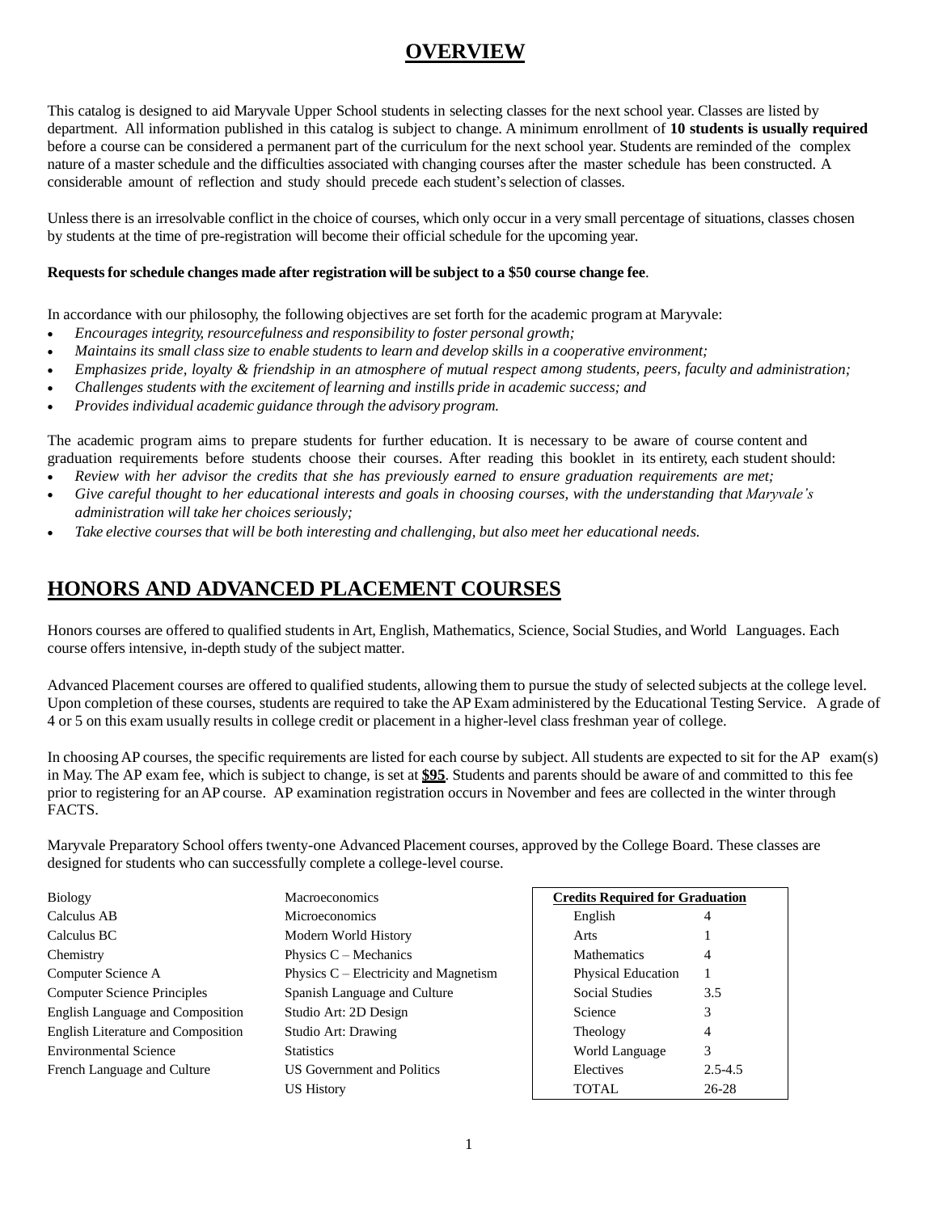# OVERVIEW

This catalog is designed to aid Maryvale Upper School students in selecting classes for the next school year. Classes are listed by department. All information published in this catalog is subject to change. A minimum enrollment of **10 students is usually required** before a course can be considered a permanent part of the curriculum for the next school year. Students are reminded of the complex nature of a master schedule and the difficulties associated with changing courses after the master schedule has been constructed. A considerable amount of reflection and study should precede each student's selection of classes.

Unless there is an irresolvable conflict in the choice of courses, which only occur in a very small percentage of situations, classes chosen by students at the time of pre-registration will become their official schedule for the upcoming year.

**Requests for schedule changes made after registration will be subject to a $50 course change fee**.

In accordance with our philosophy, the following objectives are set forth for the academic program at Maryvale:

- *Encourages integrity, resourcefulness and responsibility to foster personal growth;*
- *Maintains its small class size to enable students to learn and develop skills in a cooperative environment;*
- *Emphasizes pride, loyalty & friendship in an atmosphere of mutual respect among students, peers, faculty and administration;*
- *Challenges students with the excitement of learning and instills pride in academic success; and*
- *Provides individual academic guidance through the advisory program.*

The academic program aims to prepare students for further education. It is necessary to be aware of course content and graduation requirements before students choose their courses. After reading this booklet in its entirety, each student should:

- *Review with her advisor the credits that she has previously earned to ensure graduation requirements are met;*
- *Give careful thought to her educational interests and goals in choosing courses, with the understanding that Maryvale's administration will take her choices seriously;*
- *Take elective courses that will be both interesting and challenging, but also meet her educational needs.*

# HONORS AND ADVANCED PLACEMENT COURSES

Honors courses are offered to qualified students in Art, English, Mathematics, Science, Social Studies, and World Languages. Each course offers intensive, in-depth study of the subject matter.

Advanced Placement courses are offered to qualified students, allowing them to pursue the study of selected subjects at the college level. Upon completion of these courses, students are required to take the AP Exam administered by the Educational Testing Service. A grade of 4 or 5 on this exam usually results in college credit or placement in a higher-level class freshman year of college.

In choosing AP courses, the specific requirements are listed for each course by subject. All students are expected to sit for the AP exam(s) in May. The AP exam fee, which is subject to change, is set at **$95**. Students and parents should be aware of and committed to this fee prior to registering for an AP course. AP examination registration occurs in November and fees are collected in the winter through FACTS.

Maryvale Preparatory School offers twenty-one Advanced Placement courses, approved by the College Board. These classes are designed for students who can successfully complete a college-level course.

- Biology
- Calculus AB
- Calculus BC
- Chemistry
- Computer Science A
- Computer Science Principles
- English Language and Composition
- English Literature and Composition
- Environmental Science
- French Language and Culture
- Macroeconomics
- Microeconomics
- Modern World History
- Physics C – Mechanics
- Physics C – Electricity and Magnetism
- Spanish Language and Culture
- Studio Art: 2D Design
- Studio Art: Drawing
- Statistics
- US Government and Politics
- US History

| Credits Required for Graduation | |
|---|---|
| English | 4 |
| Arts | 1 |
| Mathematics | 4 |
| Physical Education | 1 |
| Social Studies | 3.5 |
| Science | 3 |
| Theology | 4 |
| World Language | 3 |
| Electives | 2.5-4.5 |
| TOTAL | 26-28 |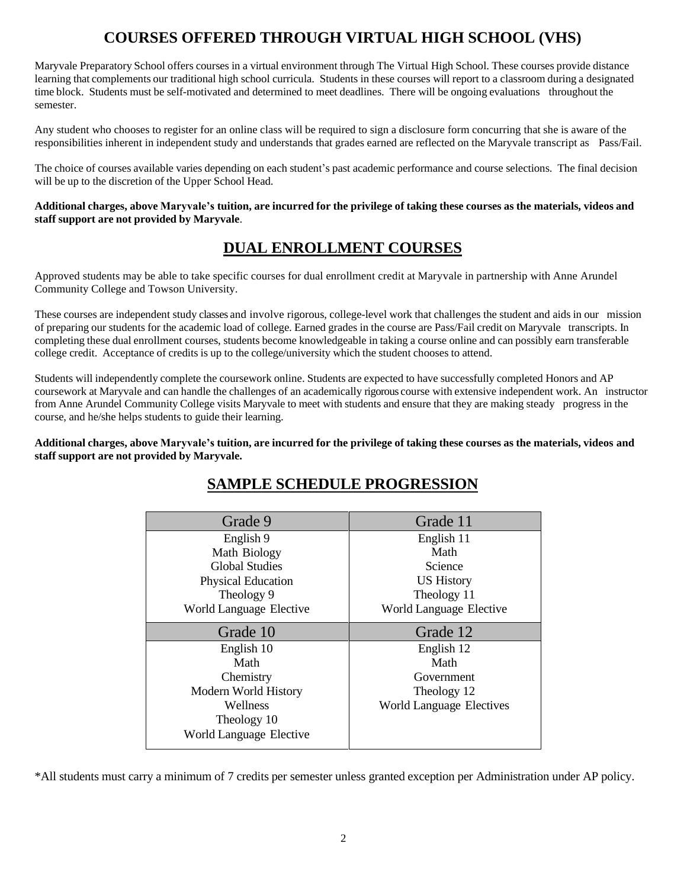## COURSES OFFERED THROUGH VIRTUAL HIGH SCHOOL (VHS)

Maryvale Preparatory School offers courses in a virtual environment through The Virtual High School. These courses provide distance learning that complements our traditional high school curricula. Students in these courses will report to a classroom during a designated time block. Students must be self-motivated and determined to meet deadlines. There will be ongoing evaluations throughout the semester.

Any student who chooses to register for an online class will be required to sign a disclosure form concurring that she is aware of the responsibilities inherent in independent study and understands that grades earned are reflected on the Maryvale transcript as Pass/Fail.

The choice of courses available varies depending on each student's past academic performance and course selections. The final decision will be up to the discretion of the Upper School Head.

**Additional charges, above Maryvale's tuition, are incurred for the privilege of taking these courses as the materials, videos and staff support are not provided by Maryvale**.

## DUAL ENROLLMENT COURSES

Approved students may be able to take specific courses for dual enrollment credit at Maryvale in partnership with Anne Arundel Community College and Towson University.

These courses are independent study classes and involve rigorous, college-level work that challenges the student and aids in our mission of preparing our students for the academic load of college. Earned grades in the course are Pass/Fail credit on Maryvale transcripts. In completing these dual enrollment courses, students become knowledgeable in taking a course online and can possibly earn transferable college credit. Acceptance of credits is up to the college/university which the student chooses to attend.

Students will independently complete the coursework online. Students are expected to have successfully completed Honors and AP coursework at Maryvale and can handle the challenges of an academically rigorous course with extensive independent work. An instructor from Anne Arundel Community College visits Maryvale to meet with students and ensure that they are making steady progress in the course, and he/she helps students to guide their learning.

**Additional charges, above Maryvale's tuition, are incurred for the privilege of taking these courses as the materials, videos and staff support are not provided by Maryvale.**

## SAMPLE SCHEDULE PROGRESSION

| Grade 9 | Grade 11 |
|---|---|
| English 9<br>Math Biology<br>Global Studies<br>Physical Education<br>Theology 9<br>World Language Elective | English 11<br>Math<br>Science<br>US History<br>Theology 11<br>World Language Elective |
| **Grade 10** | **Grade 12** |
| English 10<br>Math<br>Chemistry<br>Modern World History<br>Wellness<br>Theology 10<br>World Language Elective | English 12<br>Math<br>Government<br>Theology 12<br>World Language Electives |

*All students must carry a minimum of 7 credits per semester unless granted exception per Administration under AP policy.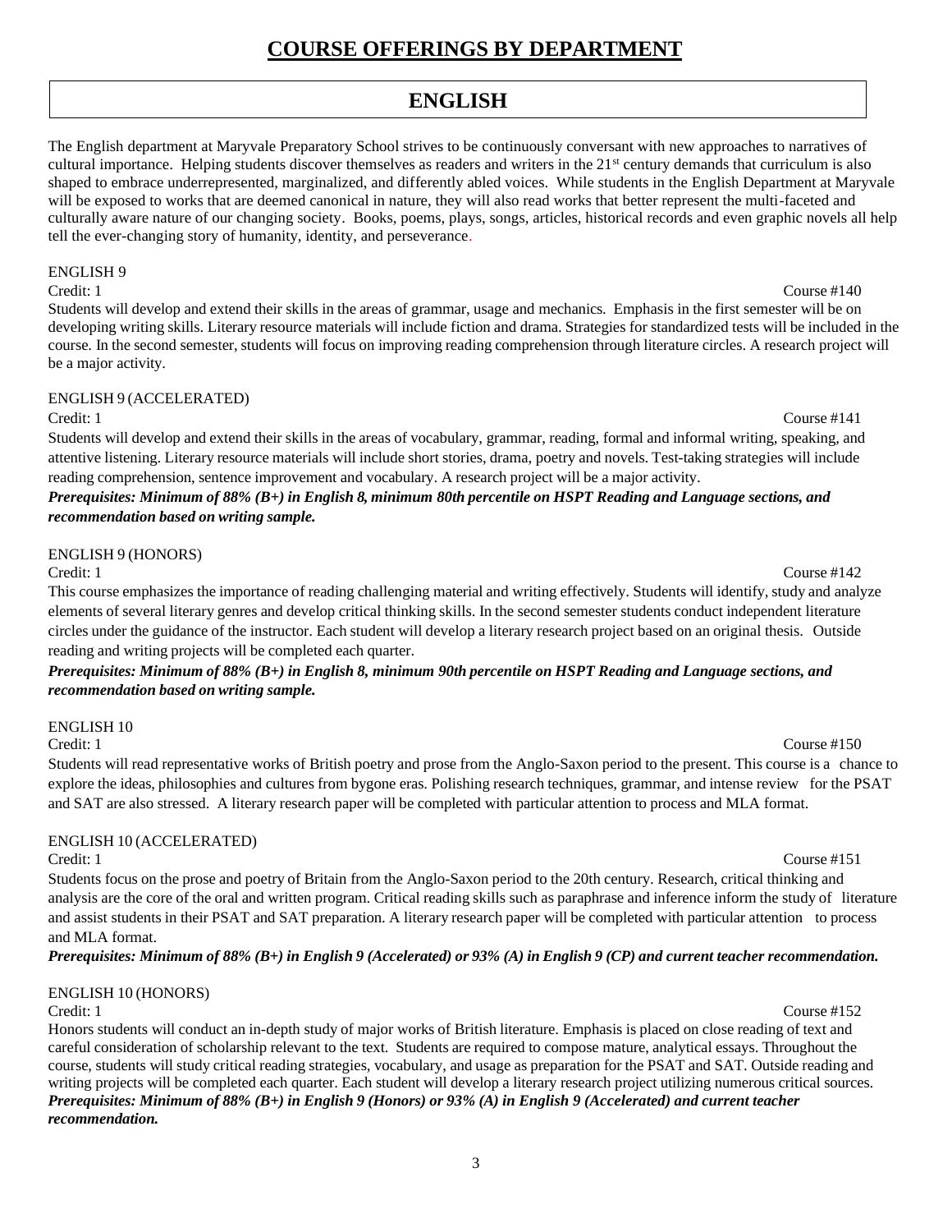# COURSE OFFERINGS BY DEPARTMENT

## ENGLISH

The English department at Maryvale Preparatory School strives to be continuously conversant with new approaches to narratives of cultural importance. Helping students discover themselves as readers and writers in the 21st century demands that curriculum is also shaped to embrace underrepresented, marginalized, and differently abled voices. While students in the English Department at Maryvale will be exposed to works that are deemed canonical in nature, they will also read works that better represent the multi-faceted and culturally aware nature of our changing society. Books, poems, plays, songs, articles, historical records and even graphic novels all help tell the ever-changing story of humanity, identity, and perseverance.

ENGLISH 9

Credit: 1 Course #140

Students will develop and extend their skills in the areas of grammar, usage and mechanics. Emphasis in the first semester will be on developing writing skills. Literary resource materials will include fiction and drama. Strategies for standardized tests will be included in the course. In the second semester, students will focus on improving reading comprehension through literature circles. A research project will be a major activity.

ENGLISH 9 (ACCELERATED)

Credit: 1 Course #141

Students will develop and extend their skills in the areas of vocabulary, grammar, reading, formal and informal writing, speaking, and attentive listening. Literary resource materials will include short stories, drama, poetry and novels. Test-taking strategies will include reading comprehension, sentence improvement and vocabulary. A research project will be a major activity.

***Prerequisites: Minimum of 88% (B+) in English 8, minimum 80th percentile on HSPT Reading and Language sections, and recommendation based on writing sample.***

ENGLISH 9 (HONORS)

Credit: 1 Course #142

This course emphasizes the importance of reading challenging material and writing effectively. Students will identify, study and analyze elements of several literary genres and develop critical thinking skills. In the second semester students conduct independent literature circles under the guidance of the instructor. Each student will develop a literary research project based on an original thesis. Outside reading and writing projects will be completed each quarter.

***Prerequisites: Minimum of 88% (B+) in English 8, minimum 90th percentile on HSPT Reading and Language sections, and recommendation based on writing sample.***

ENGLISH 10

Credit: 1 Course #150

Students will read representative works of British poetry and prose from the Anglo-Saxon period to the present. This course is a chance to explore the ideas, philosophies and cultures from bygone eras. Polishing research techniques, grammar, and intense review for the PSAT and SAT are also stressed. A literary research paper will be completed with particular attention to process and MLA format.

ENGLISH 10 (ACCELERATED)

Credit: 1 Course #151

Students focus on the prose and poetry of Britain from the Anglo-Saxon period to the 20th century. Research, critical thinking and analysis are the core of the oral and written program. Critical reading skills such as paraphrase and inference inform the study of literature and assist students in their PSAT and SAT preparation. A literary research paper will be completed with particular attention to process and MLA format.

***Prerequisites: Minimum of 88% (B+) in English 9 (Accelerated) or 93% (A) in English 9 (CP) and current teacher recommendation.***

ENGLISH 10 (HONORS)

Credit: 1 Course #152

Honors students will conduct an in-depth study of major works of British literature. Emphasis is placed on close reading of text and careful consideration of scholarship relevant to the text. Students are required to compose mature, analytical essays. Throughout the course, students will study critical reading strategies, vocabulary, and usage as preparation for the PSAT and SAT. Outside reading and writing projects will be completed each quarter. Each student will develop a literary research project utilizing numerous critical sources.

***Prerequisites: Minimum of 88% (B+) in English 9 (Honors) or 93% (A) in English 9 (Accelerated) and current teacher recommendation.***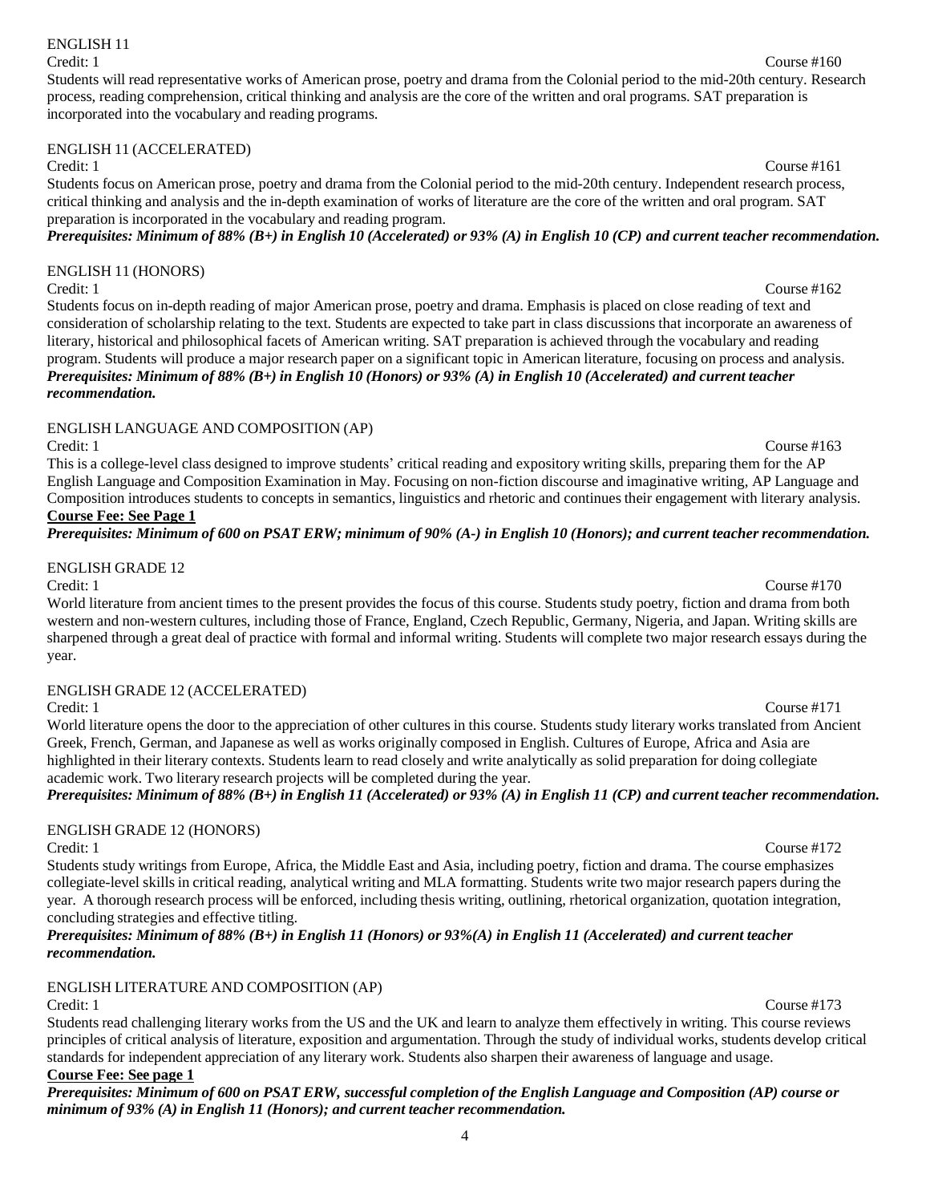## ENGLISH 11

Credit: 1 Course #160

Students will read representative works of American prose, poetry and drama from the Colonial period to the mid-20th century. Research process, reading comprehension, critical thinking and analysis are the core of the written and oral programs. SAT preparation is incorporated into the vocabulary and reading programs.

## ENGLISH 11 (ACCELERATED)

Credit: 1 Course #161

Students focus on American prose, poetry and drama from the Colonial period to the mid-20th century. Independent research process, critical thinking and analysis and the in-depth examination of works of literature are the core of the written and oral program. SAT preparation is incorporated in the vocabulary and reading program.

***Prerequisites: Minimum of 88% (B+) in English 10 (Accelerated) or 93% (A) in English 10 (CP) and current teacher recommendation.***

## ENGLISH 11 (HONORS)

Credit: 1 Course #162

Students focus on in-depth reading of major American prose, poetry and drama. Emphasis is placed on close reading of text and consideration of scholarship relating to the text. Students are expected to take part in class discussions that incorporate an awareness of literary, historical and philosophical facets of American writing. SAT preparation is achieved through the vocabulary and reading program. Students will produce a major research paper on a significant topic in American literature, focusing on process and analysis.

***Prerequisites: Minimum of 88% (B+) in English 10 (Honors) or 93% (A) in English 10 (Accelerated) and current teacher recommendation.***

## ENGLISH LANGUAGE AND COMPOSITION (AP)

Credit: 1 Course #163

This is a college-level class designed to improve students' critical reading and expository writing skills, preparing them for the AP English Language and Composition Examination in May. Focusing on non-fiction discourse and imaginative writing, AP Language and Composition introduces students to concepts in semantics, linguistics and rhetoric and continues their engagement with literary analysis.

**Course Fee: See Page 1**

***Prerequisites: Minimum of 600 on PSAT ERW; minimum of 90% (A-) in English 10 (Honors); and current teacher recommendation.***

## ENGLISH GRADE 12

Credit: 1 Course #170

World literature from ancient times to the present provides the focus of this course. Students study poetry, fiction and drama from both western and non-western cultures, including those of France, England, Czech Republic, Germany, Nigeria, and Japan. Writing skills are sharpened through a great deal of practice with formal and informal writing. Students will complete two major research essays during the year.

## ENGLISH GRADE 12 (ACCELERATED)

Credit: 1 Course #171

World literature opens the door to the appreciation of other cultures in this course. Students study literary works translated from Ancient Greek, French, German, and Japanese as well as works originally composed in English. Cultures of Europe, Africa and Asia are highlighted in their literary contexts. Students learn to read closely and write analytically as solid preparation for doing collegiate academic work. Two literary research projects will be completed during the year.

***Prerequisites: Minimum of 88% (B+) in English 11 (Accelerated) or 93% (A) in English 11 (CP) and current teacher recommendation.***

## ENGLISH GRADE 12 (HONORS)

Credit: 1 Course #172

Students study writings from Europe, Africa, the Middle East and Asia, including poetry, fiction and drama. The course emphasizes collegiate-level skills in critical reading, analytical writing and MLA formatting. Students write two major research papers during the year. A thorough research process will be enforced, including thesis writing, outlining, rhetorical organization, quotation integration, concluding strategies and effective titling.

***Prerequisites: Minimum of 88% (B+) in English 11 (Honors) or 93%(A) in English 11 (Accelerated) and current teacher recommendation.***

## ENGLISH LITERATURE AND COMPOSITION (AP)

Credit: 1 Course #173

Students read challenging literary works from the US and the UK and learn to analyze them effectively in writing. This course reviews principles of critical analysis of literature, exposition and argumentation. Through the study of individual works, students develop critical standards for independent appreciation of any literary work. Students also sharpen their awareness of language and usage.

**Course Fee: See page 1**

***Prerequisites: Minimum of 600 on PSAT ERW, successful completion of the English Language and Composition (AP) course or minimum of 93% (A) in English 11 (Honors); and current teacher recommendation.***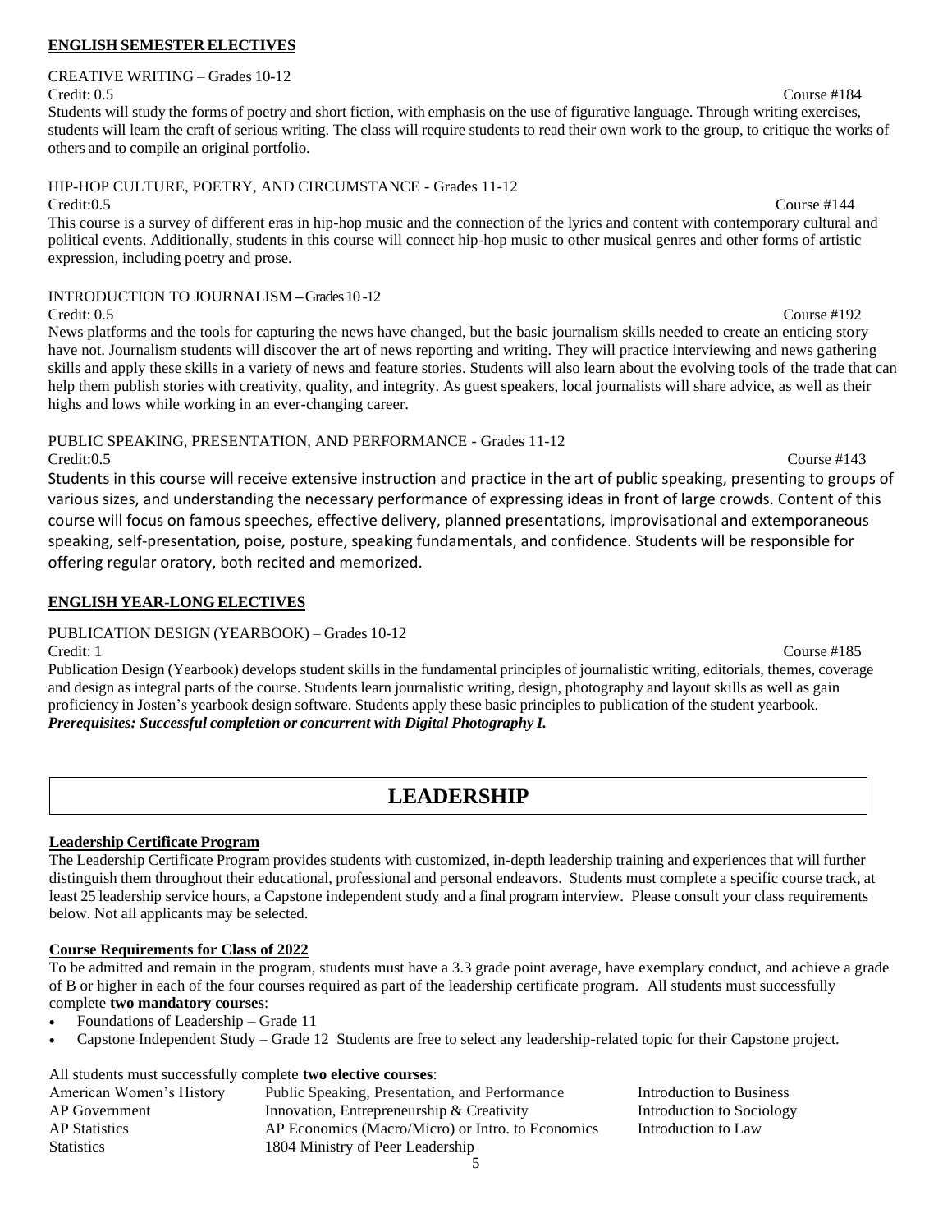## ENGLISH SEMESTER ELECTIVES

CREATIVE WRITING – Grades 10-12

Credit: 0.5 Course #184

Students will study the forms of poetry and short fiction, with emphasis on the use of figurative language. Through writing exercises, students will learn the craft of serious writing. The class will require students to read their own work to the group, to critique the works of others and to compile an original portfolio.

HIP-HOP CULTURE, POETRY, AND CIRCUMSTANCE - Grades 11-12

Credit:0.5 Course #144

This course is a survey of different eras in hip-hop music and the connection of the lyrics and content with contemporary cultural and political events. Additionally, students in this course will connect hip-hop music to other musical genres and other forms of artistic expression, including poetry and prose.

INTRODUCTION TO JOURNALISM – Grades 10-12

Credit: 0.5 Course #192

News platforms and the tools for capturing the news have changed, but the basic journalism skills needed to create an enticing story have not. Journalism students will discover the art of news reporting and writing. They will practice interviewing and news gathering skills and apply these skills in a variety of news and feature stories. Students will also learn about the evolving tools of the trade that can help them publish stories with creativity, quality, and integrity. As guest speakers, local journalists will share advice, as well as their highs and lows while working in an ever-changing career.

PUBLIC SPEAKING, PRESENTATION, AND PERFORMANCE - Grades 11-12

Credit:0.5 Course #143

Students in this course will receive extensive instruction and practice in the art of public speaking, presenting to groups of various sizes, and understanding the necessary performance of expressing ideas in front of large crowds. Content of this course will focus on famous speeches, effective delivery, planned presentations, improvisational and extemporaneous speaking, self-presentation, poise, posture, speaking fundamentals, and confidence. Students will be responsible for offering regular oratory, both recited and memorized.

## ENGLISH YEAR-LONG ELECTIVES

PUBLICATION DESIGN (YEARBOOK) – Grades 10-12

Credit: 1 Course #185

Publication Design (Yearbook) develops student skills in the fundamental principles of journalistic writing, editorials, themes, coverage and design as integral parts of the course. Students learn journalistic writing, design, photography and layout skills as well as gain proficiency in Josten's yearbook design software. Students apply these basic principles to publication of the student yearbook.
***Prerequisites: Successful completion or concurrent with Digital Photography I.***

# LEADERSHIP

### Leadership Certificate Program

The Leadership Certificate Program provides students with customized, in-depth leadership training and experiences that will further distinguish them throughout their educational, professional and personal endeavors. Students must complete a specific course track, at least 25 leadership service hours, a Capstone independent study and a final program interview. Please consult your class requirements below. Not all applicants may be selected.

### Course Requirements for Class of 2022

To be admitted and remain in the program, students must have a 3.3 grade point average, have exemplary conduct, and achieve a grade of B or higher in each of the four courses required as part of the leadership certificate program. All students must successfully complete **two mandatory courses**:

- Foundations of Leadership – Grade 11
- Capstone Independent Study – Grade 12 Students are free to select any leadership-related topic for their Capstone project.

All students must successfully complete **two elective courses**:

- American Women's History
- AP Government
- AP Statistics
- Statistics
- Public Speaking, Presentation, and Performance
- Innovation, Entrepreneurship & Creativity
- AP Economics (Macro/Micro) or Intro. to Economics
- 1804 Ministry of Peer Leadership
- Introduction to Business
- Introduction to Sociology
- Introduction to Law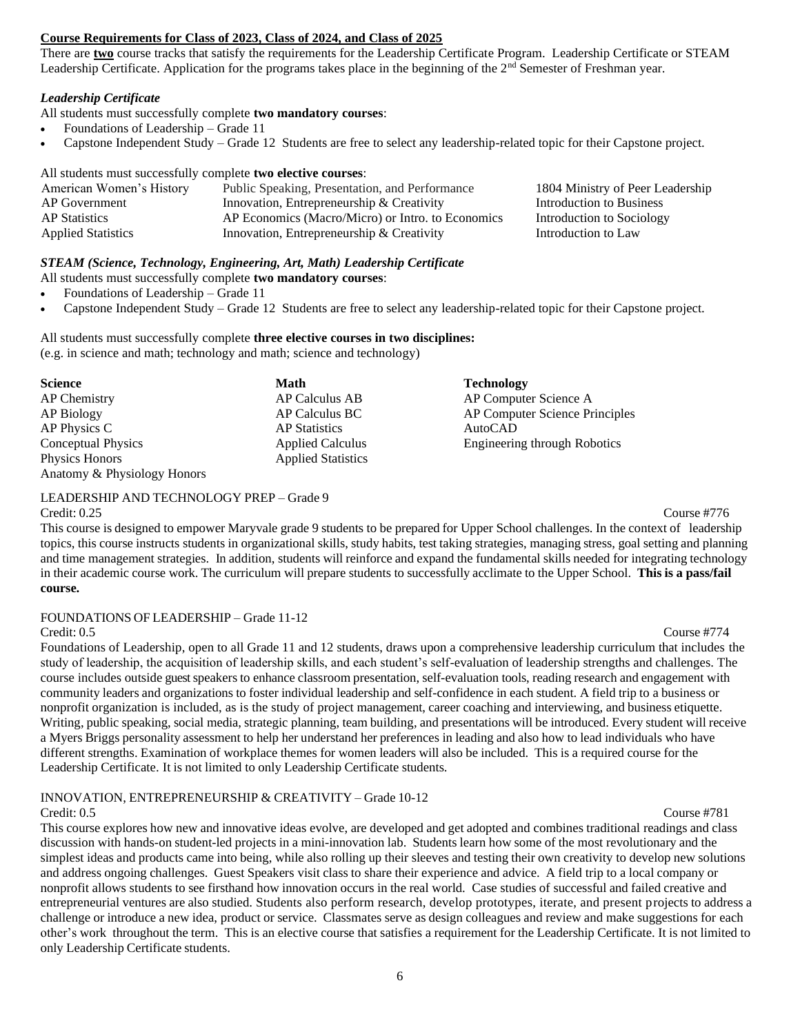**Course Requirements for Class of 2023, Class of 2024, and Class of 2025**

There are **two** course tracks that satisfy the requirements for the Leadership Certificate Program. Leadership Certificate or STEAM Leadership Certificate. Application for the programs takes place in the beginning of the 2nd Semester of Freshman year.

***Leadership Certificate***

All students must successfully complete **two mandatory courses**:

- Foundations of Leadership – Grade 11
- Capstone Independent Study – Grade 12 Students are free to select any leadership-related topic for their Capstone project.

All students must successfully complete **two elective courses**:

| | | |
|---|---|---|
| American Women's History | Public Speaking, Presentation, and Performance | 1804 Ministry of Peer Leadership |
| AP Government | Innovation, Entrepreneurship & Creativity | Introduction to Business |
| AP Statistics | AP Economics (Macro/Micro) or Intro. to Economics | Introduction to Sociology |
| Applied Statistics | Innovation, Entrepreneurship & Creativity | Introduction to Law |

***STEAM (Science, Technology, Engineering, Art, Math) Leadership Certificate***

All students must successfully complete **two mandatory courses**:

- Foundations of Leadership – Grade 11
- Capstone Independent Study – Grade 12 Students are free to select any leadership-related topic for their Capstone project.

All students must successfully complete **three elective courses in two disciplines:**
(e.g. in science and math; technology and math; science and technology)

| **Science** | **Math** | **Technology** |
|---|---|---|
| AP Chemistry | AP Calculus AB | AP Computer Science A |
| AP Biology | AP Calculus BC | AP Computer Science Principles |
| AP Physics C | AP Statistics | AutoCAD |
| Conceptual Physics | Applied Calculus | Engineering through Robotics |
| Physics Honors | Applied Statistics | |
| Anatomy & Physiology Honors | | |

LEADERSHIP AND TECHNOLOGY PREP – Grade 9
Credit: 0.25 Course #776

This course is designed to empower Maryvale grade 9 students to be prepared for Upper School challenges. In the context of leadership topics, this course instructs students in organizational skills, study habits, test taking strategies, managing stress, goal setting and planning and time management strategies. In addition, students will reinforce and expand the fundamental skills needed for integrating technology in their academic course work. The curriculum will prepare students to successfully acclimate to the Upper School. **This is a pass/fail course.**

FOUNDATIONS OF LEADERSHIP – Grade 11-12
Credit: 0.5 Course #774

Foundations of Leadership, open to all Grade 11 and 12 students, draws upon a comprehensive leadership curriculum that includes the study of leadership, the acquisition of leadership skills, and each student's self-evaluation of leadership strengths and challenges. The course includes outside guest speakers to enhance classroom presentation, self-evaluation tools, reading research and engagement with community leaders and organizations to foster individual leadership and self-confidence in each student. A field trip to a business or nonprofit organization is included, as is the study of project management, career coaching and interviewing, and business etiquette. Writing, public speaking, social media, strategic planning, team building, and presentations will be introduced. Every student will receive a Myers Briggs personality assessment to help her understand her preferences in leading and also how to lead individuals who have different strengths. Examination of workplace themes for women leaders will also be included. This is a required course for the Leadership Certificate. It is not limited to only Leadership Certificate students.

INNOVATION, ENTREPRENEURSHIP & CREATIVITY – Grade 10-12
Credit: 0.5 Course #781

This course explores how new and innovative ideas evolve, are developed and get adopted and combines traditional readings and class discussion with hands-on student-led projects in a mini-innovation lab. Students learn how some of the most revolutionary and the simplest ideas and products came into being, while also rolling up their sleeves and testing their own creativity to develop new solutions and address ongoing challenges. Guest Speakers visit class to share their experience and advice. A field trip to a local company or nonprofit allows students to see firsthand how innovation occurs in the real world. Case studies of successful and failed creative and entrepreneurial ventures are also studied. Students also perform research, develop prototypes, iterate, and present projects to address a challenge or introduce a new idea, product or service. Classmates serve as design colleagues and review and make suggestions for each other's work throughout the term. This is an elective course that satisfies a requirement for the Leadership Certificate. It is not limited to only Leadership Certificate students.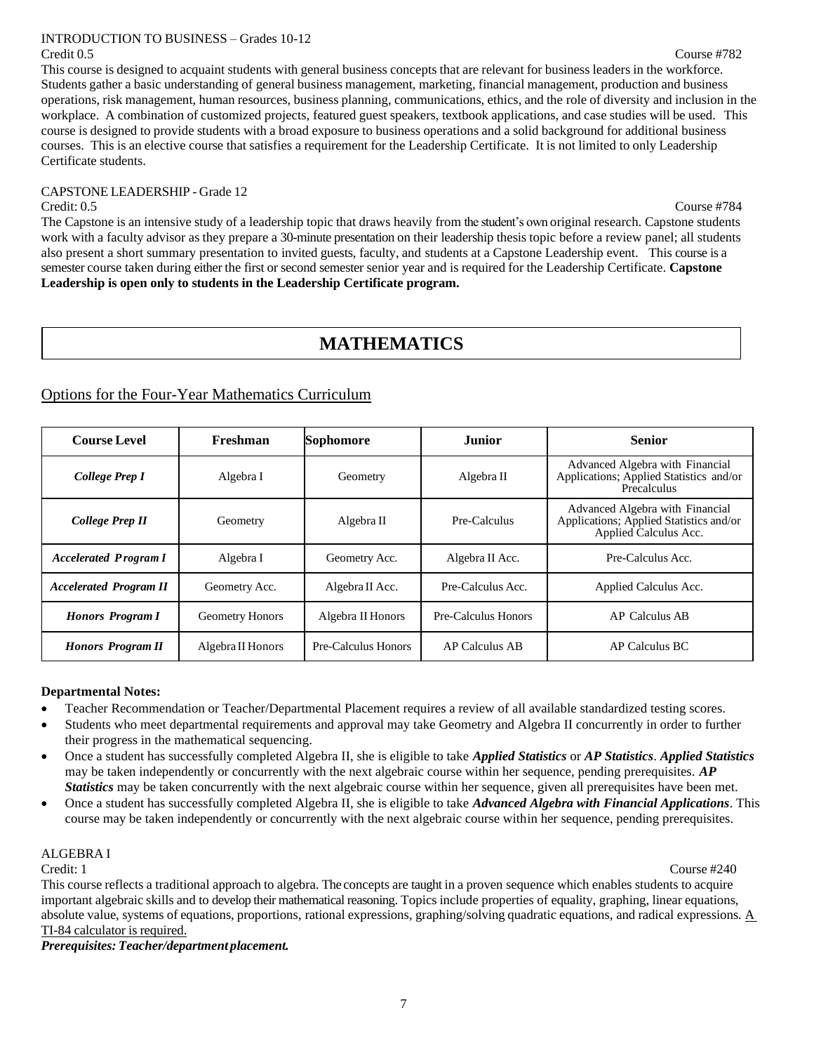INTRODUCTION TO BUSINESS – Grades 10-12

Credit 0.5 Course #782

This course is designed to acquaint students with general business concepts that are relevant for business leaders in the workforce. Students gather a basic understanding of general business management, marketing, financial management, production and business operations, risk management, human resources, business planning, communications, ethics, and the role of diversity and inclusion in the workplace. A combination of customized projects, featured guest speakers, textbook applications, and case studies will be used. This course is designed to provide students with a broad exposure to business operations and a solid background for additional business courses. This is an elective course that satisfies a requirement for the Leadership Certificate. It is not limited to only Leadership Certificate students.

CAPSTONE LEADERSHIP - Grade 12

Credit: 0.5 Course #784

The Capstone is an intensive study of a leadership topic that draws heavily from the student's own original research. Capstone students work with a faculty advisor as they prepare a 30-minute presentation on their leadership thesis topic before a review panel; all students also present a short summary presentation to invited guests, faculty, and students at a Capstone Leadership event. This course is a semester course taken during either the first or second semester senior year and is required for the Leadership Certificate. **Capstone Leadership is open only to students in the Leadership Certificate program.**

# MATHEMATICS

## Options for the Four-Year Mathematics Curriculum

| Course Level | Freshman | Sophomore | Junior | Senior |
|---|---|---|---|---|
| ***College Prep I*** | Algebra I | Geometry | Algebra II | Advanced Algebra with Financial Applications; Applied Statistics and/or Precalculus |
| ***College Prep II*** | Geometry | Algebra II | Pre-Calculus | Advanced Algebra with Financial Applications; Applied Statistics and/or Applied Calculus Acc. |
| ***Accelerated Program I*** | Algebra I | Geometry Acc. | Algebra II Acc. | Pre-Calculus Acc. |
| ***Accelerated Program II*** | Geometry Acc. | Algebra II Acc. | Pre-Calculus Acc. | Applied Calculus Acc. |
| ***Honors Program I*** | Geometry Honors | Algebra II Honors | Pre-Calculus Honors | AP Calculus AB |
| ***Honors Program II*** | Algebra II Honors | Pre-Calculus Honors | AP Calculus AB | AP Calculus BC |

**Departmental Notes:**

- Teacher Recommendation or Teacher/Departmental Placement requires a review of all available standardized testing scores.
- Students who meet departmental requirements and approval may take Geometry and Algebra II concurrently in order to further their progress in the mathematical sequencing.
- Once a student has successfully completed Algebra II, she is eligible to take ***Applied Statistics*** or ***AP Statistics***. ***Applied Statistics*** may be taken independently or concurrently with the next algebraic course within her sequence, pending prerequisites. ***AP Statistics*** may be taken concurrently with the next algebraic course within her sequence, given all prerequisites have been met.
- Once a student has successfully completed Algebra II, she is eligible to take ***Advanced Algebra with Financial Applications***. This course may be taken independently or concurrently with the next algebraic course within her sequence, pending prerequisites.

ALGEBRA I

Credit: 1 Course #240

This course reflects a traditional approach to algebra. The concepts are taught in a proven sequence which enables students to acquire important algebraic skills and to develop their mathematical reasoning. Topics include properties of equality, graphing, linear equations, absolute value, systems of equations, proportions, rational expressions, graphing/solving quadratic equations, and radical expressions. A TI-84 calculator is required.

***Prerequisites: Teacher/department placement.***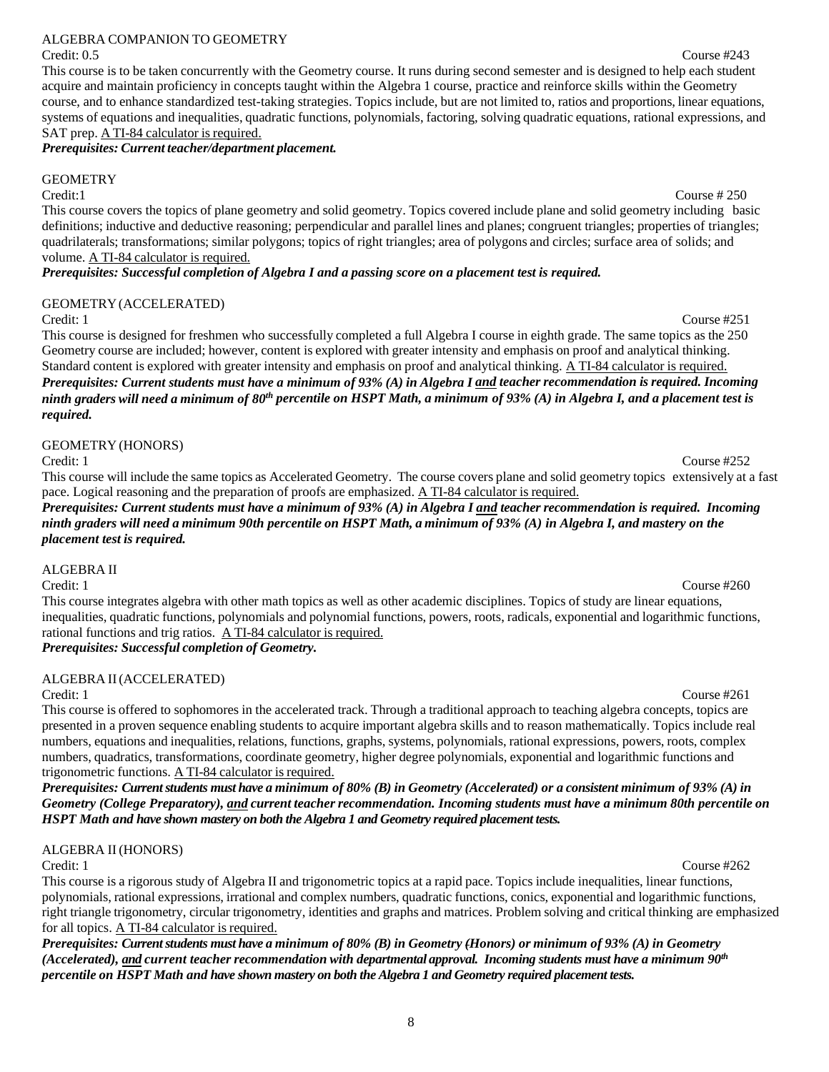### ALGEBRA COMPANION TO GEOMETRY

Credit: 0.5 Course #243

This course is to be taken concurrently with the Geometry course. It runs during second semester and is designed to help each student acquire and maintain proficiency in concepts taught within the Algebra 1 course, practice and reinforce skills within the Geometry course, and to enhance standardized test-taking strategies. Topics include, but are not limited to, ratios and proportions, linear equations, systems of equations and inequalities, quadratic functions, polynomials, factoring, solving quadratic equations, rational expressions, and SAT prep. A TI-84 calculator is required.

***Prerequisites: Current teacher/department placement.***

### GEOMETRY

Credit:1 Course # 250

This course covers the topics of plane geometry and solid geometry. Topics covered include plane and solid geometry including basic definitions; inductive and deductive reasoning; perpendicular and parallel lines and planes; congruent triangles; properties of triangles; quadrilaterals; transformations; similar polygons; topics of right triangles; area of polygons and circles; surface area of solids; and volume. A TI-84 calculator is required.

***Prerequisites: Successful completion of Algebra I and a passing score on a placement test is required.***

### GEOMETRY (ACCELERATED)

Credit: 1 Course #251

This course is designed for freshmen who successfully completed a full Algebra I course in eighth grade. The same topics as the 250 Geometry course are included; however, content is explored with greater intensity and emphasis on proof and analytical thinking. Standard content is explored with greater intensity and emphasis on proof and analytical thinking. A TI-84 calculator is required.

***Prerequisites: Current students must have a minimum of 93% (A) in Algebra I and teacher recommendation is required. Incoming ninth graders will need a minimum of 80th percentile on HSPT Math, a minimum of 93% (A) in Algebra I, and a placement test is required.***

### GEOMETRY (HONORS)

Credit: 1 Course #252

This course will include the same topics as Accelerated Geometry. The course covers plane and solid geometry topics extensively at a fast pace. Logical reasoning and the preparation of proofs are emphasized. A TI-84 calculator is required.

***Prerequisites: Current students must have a minimum of 93% (A) in Algebra I and teacher recommendation is required. Incoming ninth graders will need a minimum 90th percentile on HSPT Math, a minimum of 93% (A) in Algebra I, and mastery on the placement test is required.***

### ALGEBRA II

Credit: 1 Course #260

This course integrates algebra with other math topics as well as other academic disciplines. Topics of study are linear equations, inequalities, quadratic functions, polynomials and polynomial functions, powers, roots, radicals, exponential and logarithmic functions, rational functions and trig ratios. A TI-84 calculator is required.

***Prerequisites: Successful completion of Geometry.***

### ALGEBRA II (ACCELERATED)

Credit: 1 Course #261

This course is offered to sophomores in the accelerated track. Through a traditional approach to teaching algebra concepts, topics are presented in a proven sequence enabling students to acquire important algebra skills and to reason mathematically. Topics include real numbers, equations and inequalities, relations, functions, graphs, systems, polynomials, rational expressions, powers, roots, complex numbers, quadratics, transformations, coordinate geometry, higher degree polynomials, exponential and logarithmic functions and trigonometric functions. A TI-84 calculator is required.

***Prerequisites: Current students must have a minimum of 80% (B) in Geometry (Accelerated) or a consistent minimum of 93% (A) in Geometry (College Preparatory), and current teacher recommendation. Incoming students must have a minimum 80th percentile on HSPT Math and have shown mastery on both the Algebra 1 and Geometry required placement tests.***

### ALGEBRA II (HONORS)

Credit: 1 Course #262

This course is a rigorous study of Algebra II and trigonometric topics at a rapid pace. Topics include inequalities, linear functions, polynomials, rational expressions, irrational and complex numbers, quadratic functions, conics, exponential and logarithmic functions, right triangle trigonometry, circular trigonometry, identities and graphs and matrices. Problem solving and critical thinking are emphasized for all topics. A TI-84 calculator is required.

***Prerequisites: Current students must have a minimum of 80% (B) in Geometry (Honors) or minimum of 93% (A) in Geometry (Accelerated), and current teacher recommendation with departmental approval. Incoming students must have a minimum 90th percentile on HSPT Math and have shown mastery on both the Algebra 1 and Geometry required placement tests.***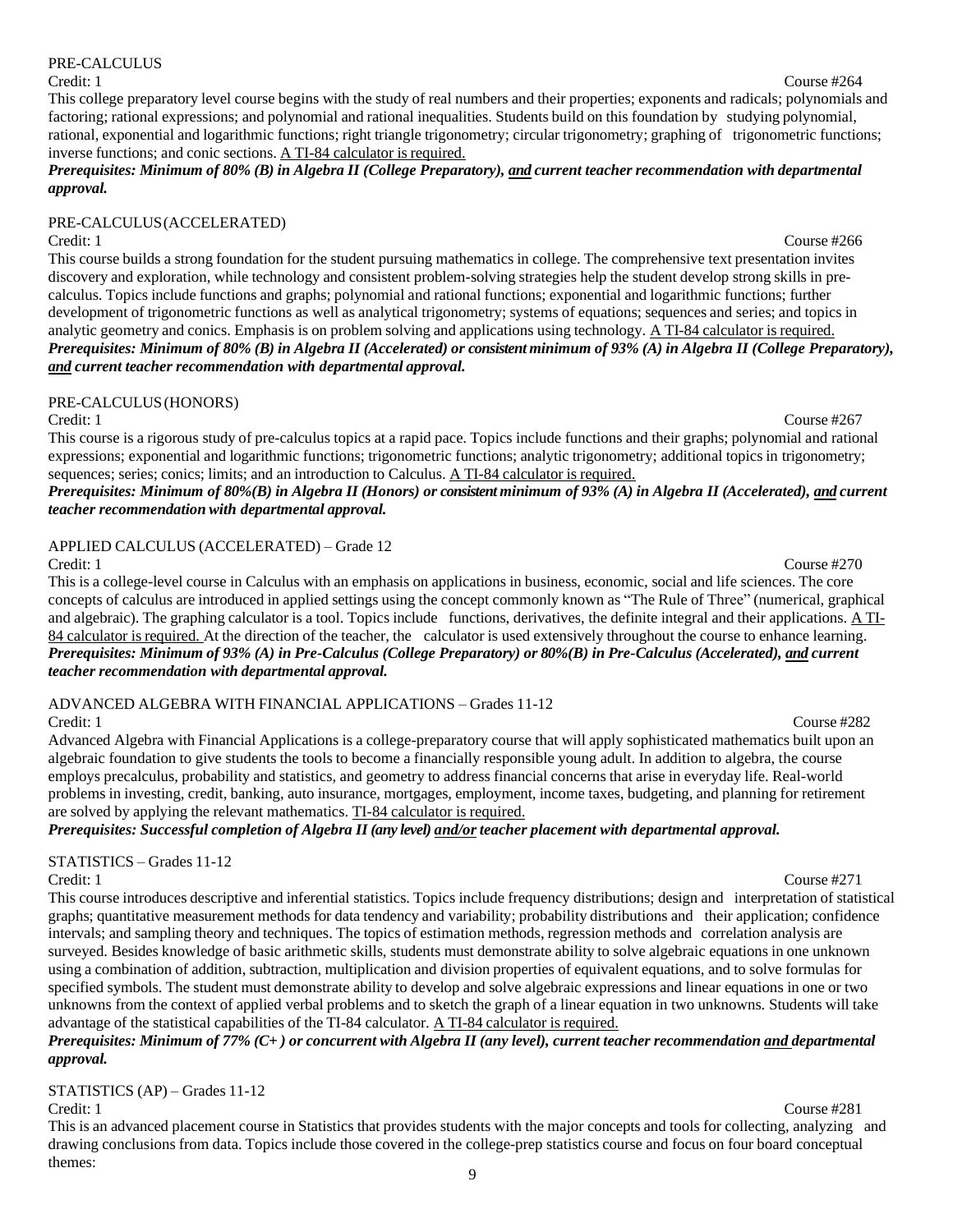### PRE-CALCULUS

Credit: 1 Course #264

This college preparatory level course begins with the study of real numbers and their properties; exponents and radicals; polynomials and factoring; rational expressions; and polynomial and rational inequalities. Students build on this foundation by studying polynomial, rational, exponential and logarithmic functions; right triangle trigonometry; circular trigonometry; graphing of trigonometric functions; inverse functions; and conic sections. A TI-84 calculator is required.

***Prerequisites: Minimum of 80% (B) in Algebra II (College Preparatory), and current teacher recommendation with departmental approval.***

### PRE-CALCULUS (ACCELERATED)

Credit: 1 Course #266

This course builds a strong foundation for the student pursuing mathematics in college. The comprehensive text presentation invites discovery and exploration, while technology and consistent problem-solving strategies help the student develop strong skills in pre-calculus. Topics include functions and graphs; polynomial and rational functions; exponential and logarithmic functions; further development of trigonometric functions as well as analytical trigonometry; systems of equations; sequences and series; and topics in analytic geometry and conics. Emphasis is on problem solving and applications using technology. A TI-84 calculator is required.

***Prerequisites: Minimum of 80% (B) in Algebra II (Accelerated) or consistent minimum of 93% (A) in Algebra II (College Preparatory), and current teacher recommendation with departmental approval.***

### PRE-CALCULUS (HONORS)

Credit: 1 Course #267

This course is a rigorous study of pre-calculus topics at a rapid pace. Topics include functions and their graphs; polynomial and rational expressions; exponential and logarithmic functions; trigonometric functions; analytic trigonometry; additional topics in trigonometry; sequences; series; conics; limits; and an introduction to Calculus. A TI-84 calculator is required.

***Prerequisites: Minimum of 80%(B) in Algebra II (Honors) or consistent minimum of 93% (A) in Algebra II (Accelerated), and current teacher recommendation with departmental approval.***

### APPLIED CALCULUS (ACCELERATED) – Grade 12

Credit: 1 Course #270

This is a college-level course in Calculus with an emphasis on applications in business, economic, social and life sciences. The core concepts of calculus are introduced in applied settings using the concept commonly known as "The Rule of Three" (numerical, graphical and algebraic). The graphing calculator is a tool. Topics include functions, derivatives, the definite integral and their applications. A TI-84 calculator is required. At the direction of the teacher, the calculator is used extensively throughout the course to enhance learning.

***Prerequisites: Minimum of 93% (A) in Pre-Calculus (College Preparatory) or 80%(B) in Pre-Calculus (Accelerated), and current teacher recommendation with departmental approval.***

### ADVANCED ALGEBRA WITH FINANCIAL APPLICATIONS – Grades 11-12

Credit: 1 Course #282

Advanced Algebra with Financial Applications is a college-preparatory course that will apply sophisticated mathematics built upon an algebraic foundation to give students the tools to become a financially responsible young adult. In addition to algebra, the course employs precalculus, probability and statistics, and geometry to address financial concerns that arise in everyday life. Real-world problems in investing, credit, banking, auto insurance, mortgages, employment, income taxes, budgeting, and planning for retirement are solved by applying the relevant mathematics. TI-84 calculator is required.

***Prerequisites: Successful completion of Algebra II (any level) and/or teacher placement with departmental approval.***

### STATISTICS – Grades 11-12

Credit: 1 Course #271

This course introduces descriptive and inferential statistics. Topics include frequency distributions; design and interpretation of statistical graphs; quantitative measurement methods for data tendency and variability; probability distributions and their application; confidence intervals; and sampling theory and techniques. The topics of estimation methods, regression methods and correlation analysis are surveyed. Besides knowledge of basic arithmetic skills, students must demonstrate ability to solve algebraic equations in one unknown using a combination of addition, subtraction, multiplication and division properties of equivalent equations, and to solve formulas for specified symbols. The student must demonstrate ability to develop and solve algebraic expressions and linear equations in one or two unknowns from the context of applied verbal problems and to sketch the graph of a linear equation in two unknowns. Students will take advantage of the statistical capabilities of the TI-84 calculator. A TI-84 calculator is required.

***Prerequisites: Minimum of 77% (C+ ) or concurrent with Algebra II (any level), current teacher recommendation and departmental approval.***

### STATISTICS (AP) – Grades 11-12

Credit: 1 Course #281

This is an advanced placement course in Statistics that provides students with the major concepts and tools for collecting, analyzing and drawing conclusions from data. Topics include those covered in the college-prep statistics course and focus on four board conceptual themes: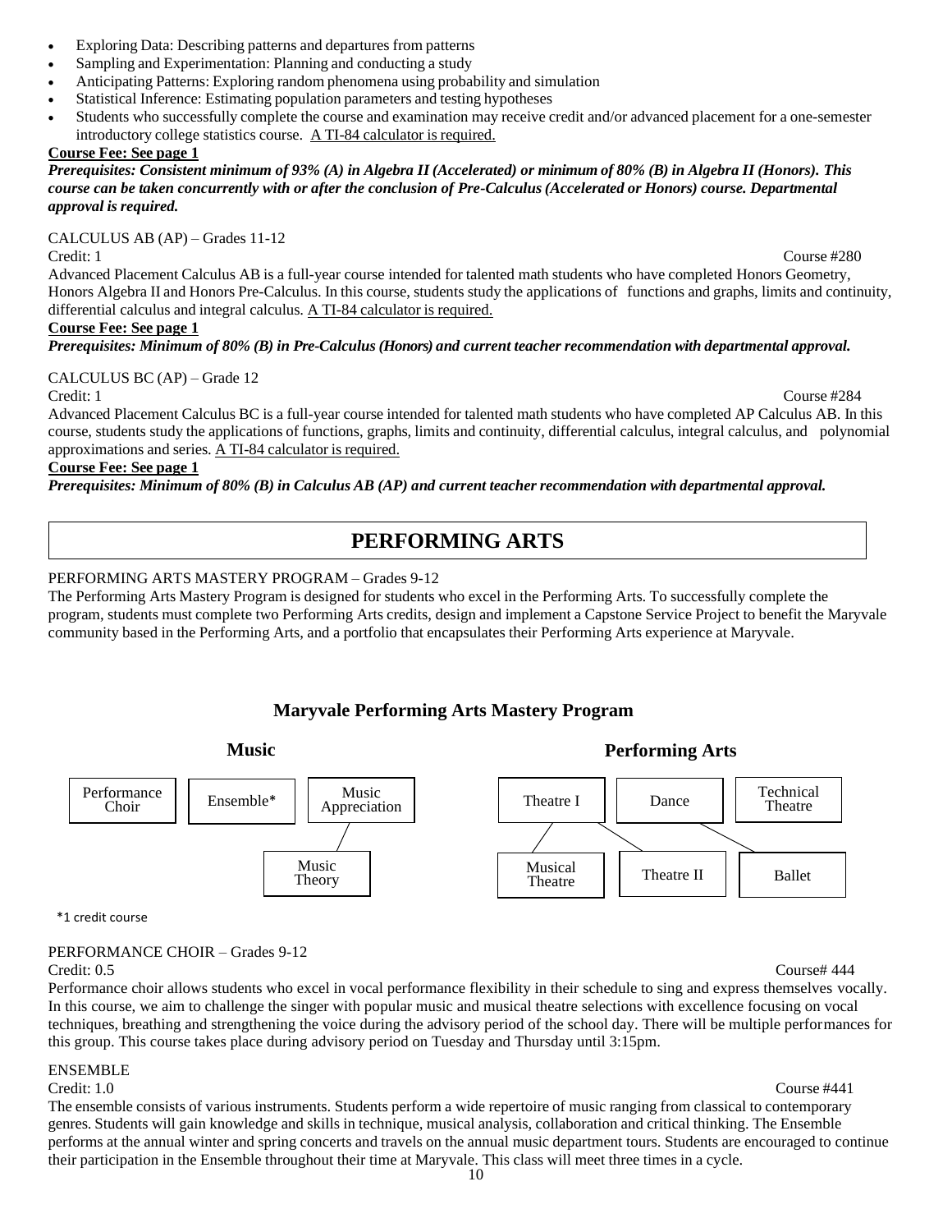- Exploring Data: Describing patterns and departures from patterns
- Sampling and Experimentation: Planning and conducting a study
- Anticipating Patterns: Exploring random phenomena using probability and simulation
- Statistical Inference: Estimating population parameters and testing hypotheses
- Students who successfully complete the course and examination may receive credit and/or advanced placement for a one-semester introductory college statistics course. A TI-84 calculator is required.

**Course Fee: See page 1**

***Prerequisites: Consistent minimum of 93% (A) in Algebra II (Accelerated) or minimum of 80% (B) in Algebra II (Honors). This course can be taken concurrently with or after the conclusion of Pre-Calculus (Accelerated or Honors) course. Departmental approval is required.***

CALCULUS AB (AP) – Grades 11-12

Credit: 1 Course #280

Advanced Placement Calculus AB is a full-year course intended for talented math students who have completed Honors Geometry, Honors Algebra II and Honors Pre-Calculus. In this course, students study the applications of functions and graphs, limits and continuity, differential calculus and integral calculus. A TI-84 calculator is required.

**Course Fee: See page 1**

***Prerequisites: Minimum of 80% (B) in Pre-Calculus (Honors) and current teacher recommendation with departmental approval.***

CALCULUS BC (AP) – Grade 12

Credit: 1 Course #284

Advanced Placement Calculus BC is a full-year course intended for talented math students who have completed AP Calculus AB. In this course, students study the applications of functions, graphs, limits and continuity, differential calculus, integral calculus, and polynomial approximations and series. A TI-84 calculator is required.

**Course Fee: See page 1**

***Prerequisites: Minimum of 80% (B) in Calculus AB (AP) and current teacher recommendation with departmental approval.***

# PERFORMING ARTS

PERFORMING ARTS MASTERY PROGRAM – Grades 9-12

The Performing Arts Mastery Program is designed for students who excel in the Performing Arts. To successfully complete the program, students must complete two Performing Arts credits, design and implement a Capstone Service Project to benefit the Maryvale community based in the Performing Arts, and a portfolio that encapsulates their Performing Arts experience at Maryvale.

## Maryvale Performing Arts Mastery Program

**Music**

- Performance Choir
- Ensemble*
- Music Appreciation
  - Music Theory

**Performing Arts**

- Theatre I
  - Musical Theatre
  - Theatre II
- Dance
  - Ballet
- Technical Theatre

*1 credit course

PERFORMANCE CHOIR – Grades 9-12

Credit: 0.5 Course# 444

Performance choir allows students who excel in vocal performance flexibility in their schedule to sing and express themselves vocally. In this course, we aim to challenge the singer with popular music and musical theatre selections with excellence focusing on vocal techniques, breathing and strengthening the voice during the advisory period of the school day. There will be multiple performances for this group. This course takes place during advisory period on Tuesday and Thursday until 3:15pm.

ENSEMBLE

Credit: 1.0 Course #441

The ensemble consists of various instruments. Students perform a wide repertoire of music ranging from classical to contemporary genres. Students will gain knowledge and skills in technique, musical analysis, collaboration and critical thinking. The Ensemble performs at the annual winter and spring concerts and travels on the annual music department tours. Students are encouraged to continue their participation in the Ensemble throughout their time at Maryvale. This class will meet three times in a cycle.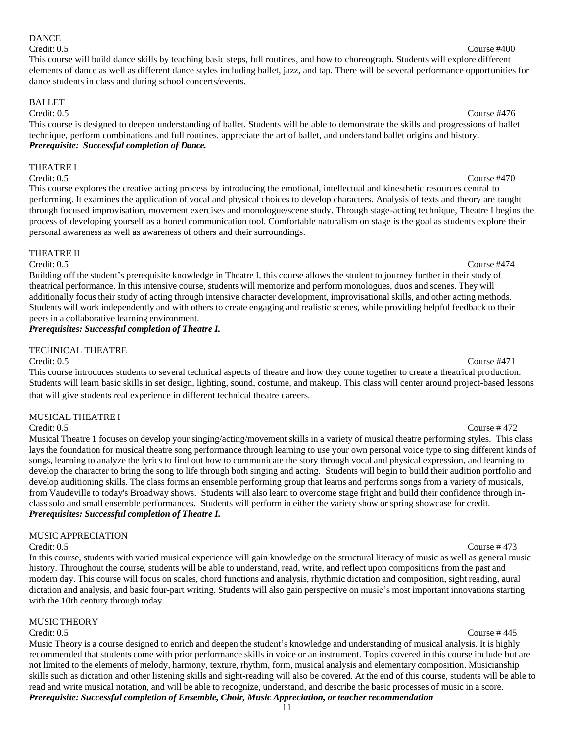### DANCE

Credit: 0.5 Course #400

This course will build dance skills by teaching basic steps, full routines, and how to choreograph. Students will explore different elements of dance as well as different dance styles including ballet, jazz, and tap. There will be several performance opportunities for dance students in class and during school concerts/events.

### BALLET

Credit: 0.5 Course #476

This course is designed to deepen understanding of ballet. Students will be able to demonstrate the skills and progressions of ballet technique, perform combinations and full routines, appreciate the art of ballet, and understand ballet origins and history.

***Prerequisite: Successful completion of Dance.***

### THEATRE I

Credit: 0.5 Course #470

This course explores the creative acting process by introducing the emotional, intellectual and kinesthetic resources central to performing. It examines the application of vocal and physical choices to develop characters. Analysis of texts and theory are taught through focused improvisation, movement exercises and monologue/scene study. Through stage-acting technique, Theatre I begins the process of developing yourself as a honed communication tool. Comfortable naturalism on stage is the goal as students explore their personal awareness as well as awareness of others and their surroundings.

### THEATRE II

Credit: 0.5 Course #474

Building off the student's prerequisite knowledge in Theatre I, this course allows the student to journey further in their study of theatrical performance. In this intensive course, students will memorize and perform monologues, duos and scenes. They will additionally focus their study of acting through intensive character development, improvisational skills, and other acting methods. Students will work independently and with others to create engaging and realistic scenes, while providing helpful feedback to their peers in a collaborative learning environment.

***Prerequisites: Successful completion of Theatre I.***

### TECHNICAL THEATRE

Credit: 0.5 Course #471

This course introduces students to several technical aspects of theatre and how they come together to create a theatrical production. Students will learn basic skills in set design, lighting, sound, costume, and makeup. This class will center around project-based lessons that will give students real experience in different technical theatre careers.

### MUSICAL THEATRE I

Credit: 0.5 Course # 472

Musical Theatre 1 focuses on develop your singing/acting/movement skills in a variety of musical theatre performing styles. This class lays the foundation for musical theatre song performance through learning to use your own personal voice type to sing different kinds of songs, learning to analyze the lyrics to find out how to communicate the story through vocal and physical expression, and learning to develop the character to bring the song to life through both singing and acting. Students will begin to build their audition portfolio and develop auditioning skills. The class forms an ensemble performing group that learns and performs songs from a variety of musicals, from Vaudeville to today's Broadway shows. Students will also learn to overcome stage fright and build their confidence through in-class solo and small ensemble performances. Students will perform in either the variety show or spring showcase for credit.

***Prerequisites: Successful completion of Theatre I.***

### MUSIC APPRECIATION

Credit: 0.5 Course # 473

In this course, students with varied musical experience will gain knowledge on the structural literacy of music as well as general music history. Throughout the course, students will be able to understand, read, write, and reflect upon compositions from the past and modern day. This course will focus on scales, chord functions and analysis, rhythmic dictation and composition, sight reading, aural dictation and analysis, and basic four-part writing. Students will also gain perspective on music's most important innovations starting with the 10th century through today.

### MUSIC THEORY

Credit: 0.5 Course # 445

Music Theory is a course designed to enrich and deepen the student's knowledge and understanding of musical analysis. It is highly recommended that students come with prior performance skills in voice or an instrument. Topics covered in this course include but are not limited to the elements of melody, harmony, texture, rhythm, form, musical analysis and elementary composition. Musicianship skills such as dictation and other listening skills and sight-reading will also be covered. At the end of this course, students will be able to read and write musical notation, and will be able to recognize, understand, and describe the basic processes of music in a score.

***Prerequisite: Successful completion of Ensemble, Choir, Music Appreciation, or teacher recommendation***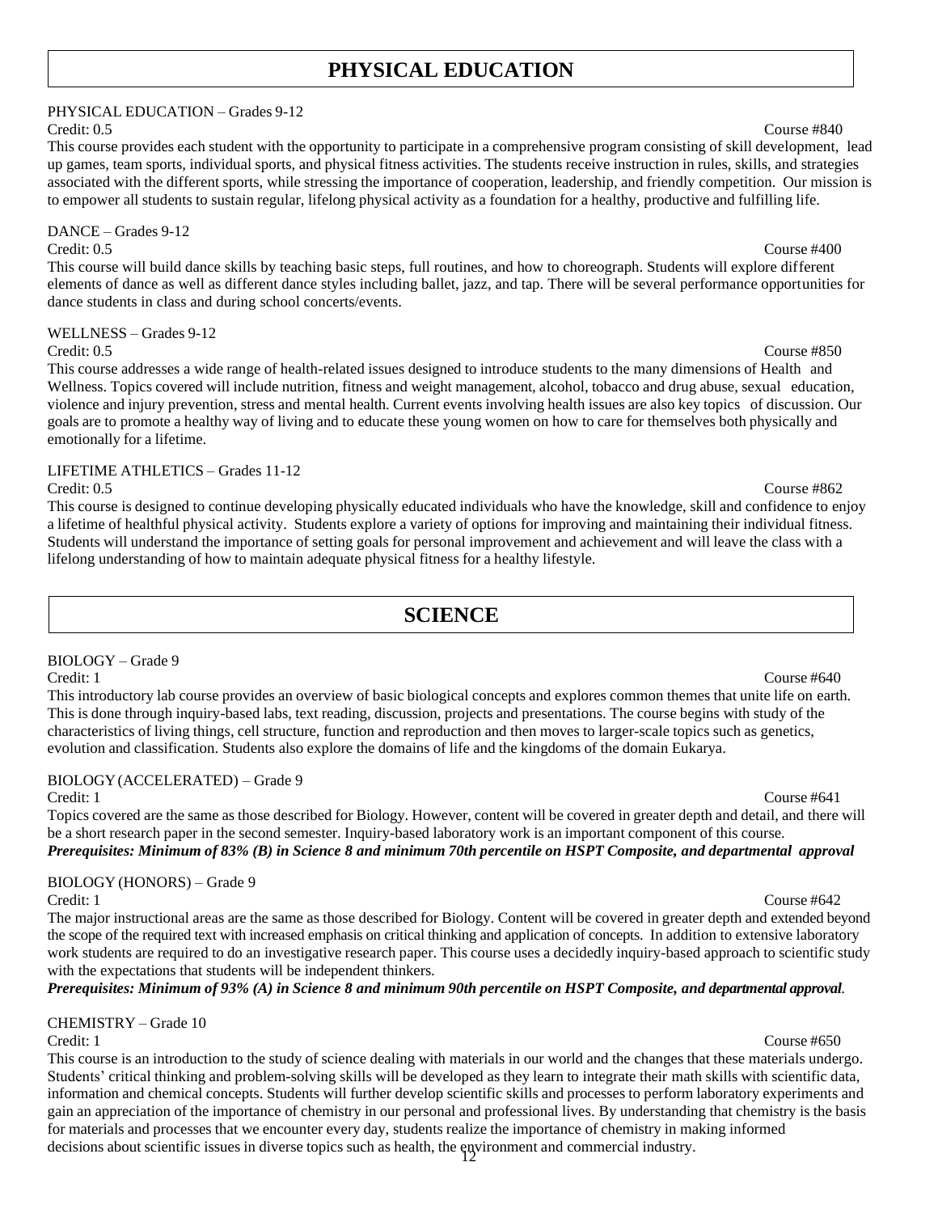# PHYSICAL EDUCATION

PHYSICAL EDUCATION – Grades 9-12

Credit: 0.5 Course #840

This course provides each student with the opportunity to participate in a comprehensive program consisting of skill development, lead up games, team sports, individual sports, and physical fitness activities. The students receive instruction in rules, skills, and strategies associated with the different sports, while stressing the importance of cooperation, leadership, and friendly competition. Our mission is to empower all students to sustain regular, lifelong physical activity as a foundation for a healthy, productive and fulfilling life.

DANCE – Grades 9-12

Credit: 0.5 Course #400

This course will build dance skills by teaching basic steps, full routines, and how to choreograph. Students will explore different elements of dance as well as different dance styles including ballet, jazz, and tap. There will be several performance opportunities for dance students in class and during school concerts/events.

WELLNESS – Grades 9-12

Credit: 0.5 Course #850

This course addresses a wide range of health-related issues designed to introduce students to the many dimensions of Health and Wellness. Topics covered will include nutrition, fitness and weight management, alcohol, tobacco and drug abuse, sexual education, violence and injury prevention, stress and mental health. Current events involving health issues are also key topics of discussion. Our goals are to promote a healthy way of living and to educate these young women on how to care for themselves both physically and emotionally for a lifetime.

LIFETIME ATHLETICS – Grades 11-12

Credit: 0.5 Course #862

This course is designed to continue developing physically educated individuals who have the knowledge, skill and confidence to enjoy a lifetime of healthful physical activity. Students explore a variety of options for improving and maintaining their individual fitness. Students will understand the importance of setting goals for personal improvement and achievement and will leave the class with a lifelong understanding of how to maintain adequate physical fitness for a healthy lifestyle.

# SCIENCE

BIOLOGY – Grade 9

Credit: 1 Course #640

This introductory lab course provides an overview of basic biological concepts and explores common themes that unite life on earth. This is done through inquiry-based labs, text reading, discussion, projects and presentations. The course begins with study of the characteristics of living things, cell structure, function and reproduction and then moves to larger-scale topics such as genetics, evolution and classification. Students also explore the domains of life and the kingdoms of the domain Eukarya.

BIOLOGY (ACCELERATED) – Grade 9

Credit: 1 Course #641

Topics covered are the same as those described for Biology. However, content will be covered in greater depth and detail, and there will be a short research paper in the second semester. Inquiry-based laboratory work is an important component of this course.

***Prerequisites: Minimum of 83% (B) in Science 8 and minimum 70th percentile on HSPT Composite, and departmental approval***

BIOLOGY (HONORS) – Grade 9

Credit: 1 Course #642

The major instructional areas are the same as those described for Biology. Content will be covered in greater depth and extended beyond the scope of the required text with increased emphasis on critical thinking and application of concepts. In addition to extensive laboratory work students are required to do an investigative research paper. This course uses a decidedly inquiry-based approach to scientific study with the expectations that students will be independent thinkers.

***Prerequisites: Minimum of 93% (A) in Science 8 and minimum 90th percentile on HSPT Composite, and departmental approval.***

CHEMISTRY – Grade 10

Credit: 1 Course #650

This course is an introduction to the study of science dealing with materials in our world and the changes that these materials undergo. Students' critical thinking and problem-solving skills will be developed as they learn to integrate their math skills with scientific data, information and chemical concepts. Students will further develop scientific skills and processes to perform laboratory experiments and gain an appreciation of the importance of chemistry in our personal and professional lives. By understanding that chemistry is the basis for materials and processes that we encounter every day, students realize the importance of chemistry in making informed decisions about scientific issues in diverse topics such as health, the environment and commercial industry.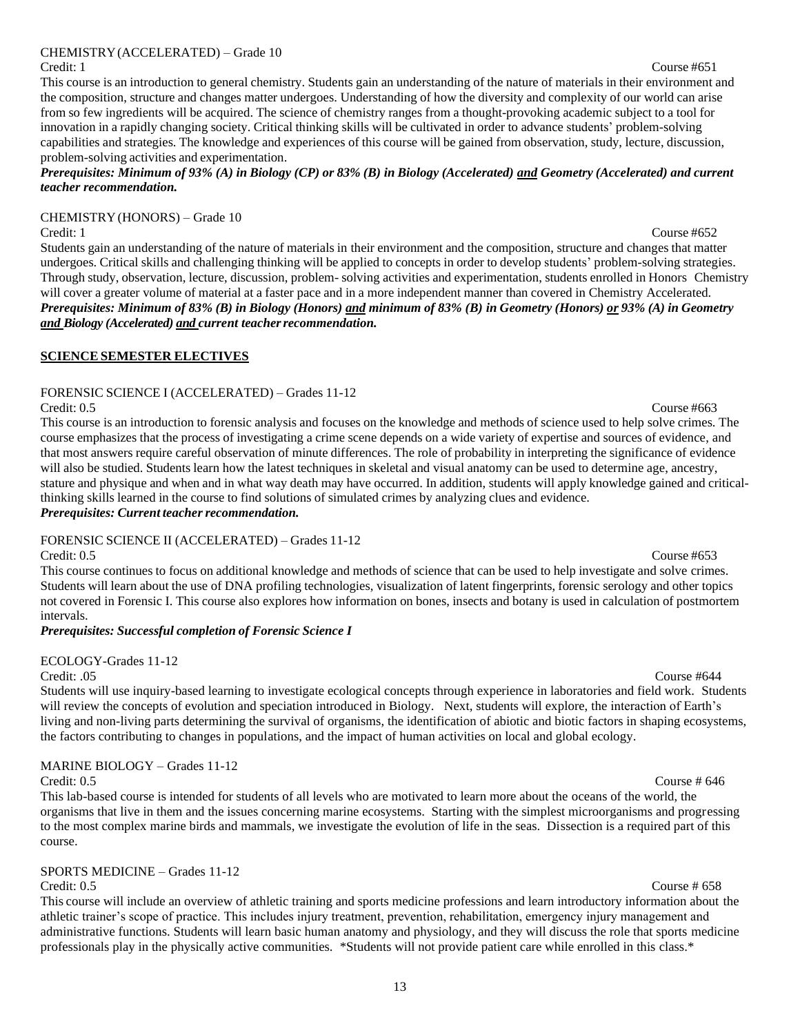CHEMISTRY (ACCELERATED) – Grade 10

Credit: 1 Course #651

This course is an introduction to general chemistry. Students gain an understanding of the nature of materials in their environment and the composition, structure and changes matter undergoes. Understanding of how the diversity and complexity of our world can arise from so few ingredients will be acquired. The science of chemistry ranges from a thought-provoking academic subject to a tool for innovation in a rapidly changing society. Critical thinking skills will be cultivated in order to advance students' problem-solving capabilities and strategies. The knowledge and experiences of this course will be gained from observation, study, lecture, discussion, problem-solving activities and experimentation.

***Prerequisites: Minimum of 93% (A) in Biology (CP) or 83% (B) in Biology (Accelerated) <u>and</u> Geometry (Accelerated) and current teacher recommendation.***

CHEMISTRY (HONORS) – Grade 10

Credit: 1 Course #652

Students gain an understanding of the nature of materials in their environment and the composition, structure and changes that matter undergoes. Critical skills and challenging thinking will be applied to concepts in order to develop students' problem-solving strategies. Through study, observation, lecture, discussion, problem- solving activities and experimentation, students enrolled in Honors Chemistry will cover a greater volume of material at a faster pace and in a more independent manner than covered in Chemistry Accelerated.

***Prerequisites: Minimum of 83% (B) in Biology (Honors) <u>and</u> minimum of 83% (B) in Geometry (Honors) <u>or</u> 93% (A) in Geometry <u>and</u> Biology (Accelerated) <u>and</u> current teacher recommendation.***

## <u>SCIENCE SEMESTER ELECTIVES</u>

FORENSIC SCIENCE I (ACCELERATED) – Grades 11-12

Credit: 0.5 Course #663

This course is an introduction to forensic analysis and focuses on the knowledge and methods of science used to help solve crimes. The course emphasizes that the process of investigating a crime scene depends on a wide variety of expertise and sources of evidence, and that most answers require careful observation of minute differences. The role of probability in interpreting the significance of evidence will also be studied. Students learn how the latest techniques in skeletal and visual anatomy can be used to determine age, ancestry, stature and physique and when and in what way death may have occurred. In addition, students will apply knowledge gained and critical-thinking skills learned in the course to find solutions of simulated crimes by analyzing clues and evidence.

***Prerequisites: Current teacher recommendation.***

FORENSIC SCIENCE II (ACCELERATED) – Grades 11-12

Credit: 0.5 Course #653

This course continues to focus on additional knowledge and methods of science that can be used to help investigate and solve crimes. Students will learn about the use of DNA profiling technologies, visualization of latent fingerprints, forensic serology and other topics not covered in Forensic I. This course also explores how information on bones, insects and botany is used in calculation of postmortem intervals.

***Prerequisites: Successful completion of Forensic Science I***

ECOLOGY-Grades 11-12

Credit: .05 Course #644

Students will use inquiry-based learning to investigate ecological concepts through experience in laboratories and field work. Students will review the concepts of evolution and speciation introduced in Biology. Next, students will explore, the interaction of Earth's living and non-living parts determining the survival of organisms, the identification of abiotic and biotic factors in shaping ecosystems, the factors contributing to changes in populations, and the impact of human activities on local and global ecology.

MARINE BIOLOGY – Grades 11-12

Credit: 0.5 Course # 646

This lab-based course is intended for students of all levels who are motivated to learn more about the oceans of the world, the organisms that live in them and the issues concerning marine ecosystems. Starting with the simplest microorganisms and progressing to the most complex marine birds and mammals, we investigate the evolution of life in the seas. Dissection is a required part of this course.

SPORTS MEDICINE – Grades 11-12

Credit: 0.5 Course # 658

This course will include an overview of athletic training and sports medicine professions and learn introductory information about the athletic trainer's scope of practice. This includes injury treatment, prevention, rehabilitation, emergency injury management and administrative functions. Students will learn basic human anatomy and physiology, and they will discuss the role that sports medicine professionals play in the physically active communities. *Students will not provide patient care while enrolled in this class.*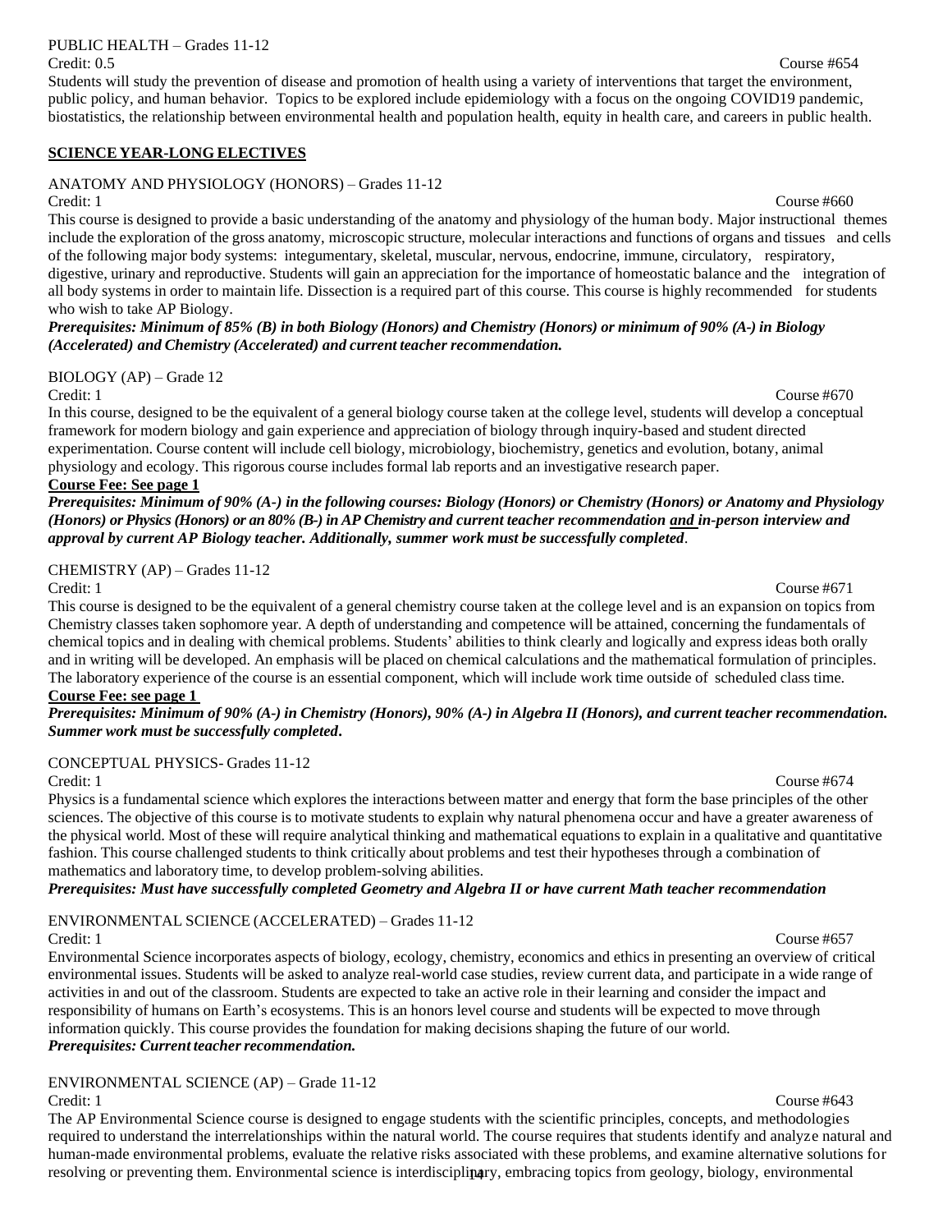PUBLIC HEALTH – Grades 11-12

Credit: 0.5 Course #654

Students will study the prevention of disease and promotion of health using a variety of interventions that target the environment, public policy, and human behavior. Topics to be explored include epidemiology with a focus on the ongoing COVID19 pandemic, biostatistics, the relationship between environmental health and population health, equity in health care, and careers in public health.

## SCIENCE YEAR-LONG ELECTIVES

ANATOMY AND PHYSIOLOGY (HONORS) – Grades 11-12

Credit: 1 Course #660

This course is designed to provide a basic understanding of the anatomy and physiology of the human body. Major instructional themes include the exploration of the gross anatomy, microscopic structure, molecular interactions and functions of organs and tissues and cells of the following major body systems: integumentary, skeletal, muscular, nervous, endocrine, immune, circulatory, respiratory, digestive, urinary and reproductive. Students will gain an appreciation for the importance of homeostatic balance and the integration of all body systems in order to maintain life. Dissection is a required part of this course. This course is highly recommended for students who wish to take AP Biology.

***Prerequisites: Minimum of 85% (B) in both Biology (Honors) and Chemistry (Honors) or minimum of 90% (A-) in Biology (Accelerated) and Chemistry (Accelerated) and current teacher recommendation.***

BIOLOGY (AP) – Grade 12

Credit: 1 Course #670

In this course, designed to be the equivalent of a general biology course taken at the college level, students will develop a conceptual framework for modern biology and gain experience and appreciation of biology through inquiry-based and student directed experimentation. Course content will include cell biology, microbiology, biochemistry, genetics and evolution, botany, animal physiology and ecology. This rigorous course includes formal lab reports and an investigative research paper.

**Course Fee: See page 1**

***Prerequisites: Minimum of 90% (A-) in the following courses: Biology (Honors) or Chemistry (Honors) or Anatomy and Physiology (Honors) or Physics (Honors) or an 80% (B-) in AP Chemistry and current teacher recommendation and in-person interview and approval by current AP Biology teacher. Additionally, summer work must be successfully completed***.

CHEMISTRY (AP) – Grades 11-12

Credit: 1 Course #671

This course is designed to be the equivalent of a general chemistry course taken at the college level and is an expansion on topics from Chemistry classes taken sophomore year. A depth of understanding and competence will be attained, concerning the fundamentals of chemical topics and in dealing with chemical problems. Students' abilities to think clearly and logically and express ideas both orally and in writing will be developed. An emphasis will be placed on chemical calculations and the mathematical formulation of principles. The laboratory experience of the course is an essential component, which will include work time outside of scheduled class time.

**Course Fee: see page 1**

***Prerequisites: Minimum of 90% (A-) in Chemistry (Honors), 90% (A-) in Algebra II (Honors), and current teacher recommendation. Summer work must be successfully completed.***

CONCEPTUAL PHYSICS- Grades 11-12

Credit: 1 Course #674

Physics is a fundamental science which explores the interactions between matter and energy that form the base principles of the other sciences. The objective of this course is to motivate students to explain why natural phenomena occur and have a greater awareness of the physical world. Most of these will require analytical thinking and mathematical equations to explain in a qualitative and quantitative fashion. This course challenged students to think critically about problems and test their hypotheses through a combination of mathematics and laboratory time, to develop problem-solving abilities.

***Prerequisites: Must have successfully completed Geometry and Algebra II or have current Math teacher recommendation***

ENVIRONMENTAL SCIENCE (ACCELERATED) – Grades 11-12

Credit: 1 Course #657

Environmental Science incorporates aspects of biology, ecology, chemistry, economics and ethics in presenting an overview of critical environmental issues. Students will be asked to analyze real-world case studies, review current data, and participate in a wide range of activities in and out of the classroom. Students are expected to take an active role in their learning and consider the impact and responsibility of humans on Earth's ecosystems. This is an honors level course and students will be expected to move through information quickly. This course provides the foundation for making decisions shaping the future of our world.

***Prerequisites: Current teacher recommendation.***

ENVIRONMENTAL SCIENCE (AP) – Grade 11-12

Credit: 1 Course #643

The AP Environmental Science course is designed to engage students with the scientific principles, concepts, and methodologies required to understand the interrelationships within the natural world. The course requires that students identify and analyze natural and human-made environmental problems, evaluate the relative risks associated with these problems, and examine alternative solutions for resolving or preventing them. Environmental science is interdisciplinary, embracing topics from geology, biology, environmental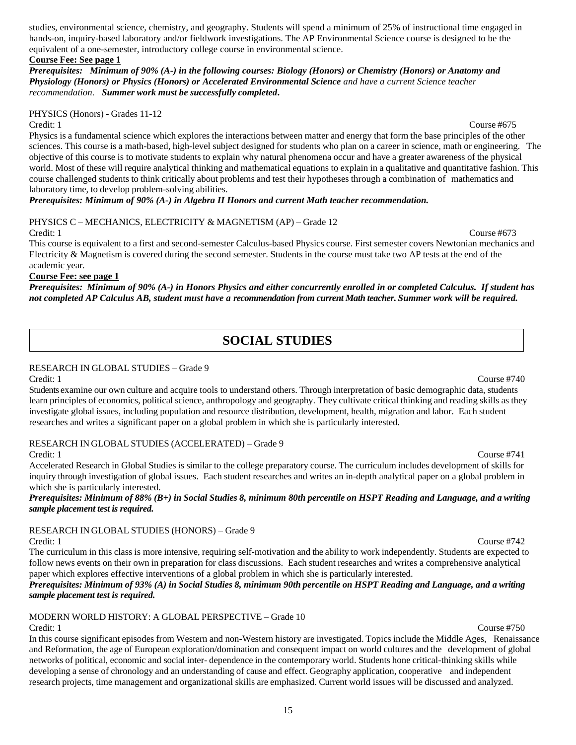studies, environmental science, chemistry, and geography. Students will spend a minimum of 25% of instructional time engaged in hands-on, inquiry-based laboratory and/or fieldwork investigations. The AP Environmental Science course is designed to be the equivalent of a one-semester, introductory college course in environmental science.

**Course Fee: See page 1**

***Prerequisites: Minimum of 90% (A-) in the following courses: Biology (Honors) or Chemistry (Honors) or Anatomy and Physiology (Honors) or Physics (Honors) or Accelerated Environmental Science*** *and have a current Science teacher recommendation.* ***Summer work must be successfully completed.***

PHYSICS (Honors) - Grades 11-12

Credit: 1 Course #675

Physics is a fundamental science which explores the interactions between matter and energy that form the base principles of the other sciences. This course is a math-based, high-level subject designed for students who plan on a career in science, math or engineering. The objective of this course is to motivate students to explain why natural phenomena occur and have a greater awareness of the physical world. Most of these will require analytical thinking and mathematical equations to explain in a qualitative and quantitative fashion. This course challenged students to think critically about problems and test their hypotheses through a combination of mathematics and laboratory time, to develop problem-solving abilities.

***Prerequisites: Minimum of 90% (A-) in Algebra II Honors and current Math teacher recommendation.***

PHYSICS C – MECHANICS, ELECTRICITY & MAGNETISM (AP) – Grade 12

Credit: 1 Course #673

This course is equivalent to a first and second-semester Calculus-based Physics course. First semester covers Newtonian mechanics and Electricity & Magnetism is covered during the second semester. Students in the course must take two AP tests at the end of the academic year.

**Course Fee: see page 1**

***Prerequisites: Minimum of 90% (A-) in Honors Physics and either concurrently enrolled in or completed Calculus. If student has not completed AP Calculus AB, student must have a recommendation from current Math teacher. Summer work will be required.***

# SOCIAL STUDIES

RESEARCH IN GLOBAL STUDIES – Grade 9

Credit: 1 Course #740

Students examine our own culture and acquire tools to understand others. Through interpretation of basic demographic data, students learn principles of economics, political science, anthropology and geography. They cultivate critical thinking and reading skills as they investigate global issues, including population and resource distribution, development, health, migration and labor. Each student researches and writes a significant paper on a global problem in which she is particularly interested.

RESEARCH IN GLOBAL STUDIES (ACCELERATED) – Grade 9

Credit: 1 Course #741

Accelerated Research in Global Studies is similar to the college preparatory course. The curriculum includes development of skills for inquiry through investigation of global issues. Each student researches and writes an in-depth analytical paper on a global problem in which she is particularly interested.

***Prerequisites: Minimum of 88% (B+) in Social Studies 8, minimum 80th percentile on HSPT Reading and Language, and a writing sample placement test is required.***

RESEARCH IN GLOBAL STUDIES (HONORS) – Grade 9

Credit: 1 Course #742

The curriculum in this class is more intensive, requiring self-motivation and the ability to work independently. Students are expected to follow news events on their own in preparation for class discussions. Each student researches and writes a comprehensive analytical paper which explores effective interventions of a global problem in which she is particularly interested.

***Prerequisites: Minimum of 93% (A) in Social Studies 8, minimum 90th percentile on HSPT Reading and Language, and a writing sample placement test is required.***

MODERN WORLD HISTORY: A GLOBAL PERSPECTIVE – Grade 10

Credit: 1 Course #750

In this course significant episodes from Western and non-Western history are investigated. Topics include the Middle Ages, Renaissance and Reformation, the age of European exploration/domination and consequent impact on world cultures and the development of global networks of political, economic and social inter- dependence in the contemporary world. Students hone critical-thinking skills while developing a sense of chronology and an understanding of cause and effect. Geography application, cooperative and independent research projects, time management and organizational skills are emphasized. Current world issues will be discussed and analyzed.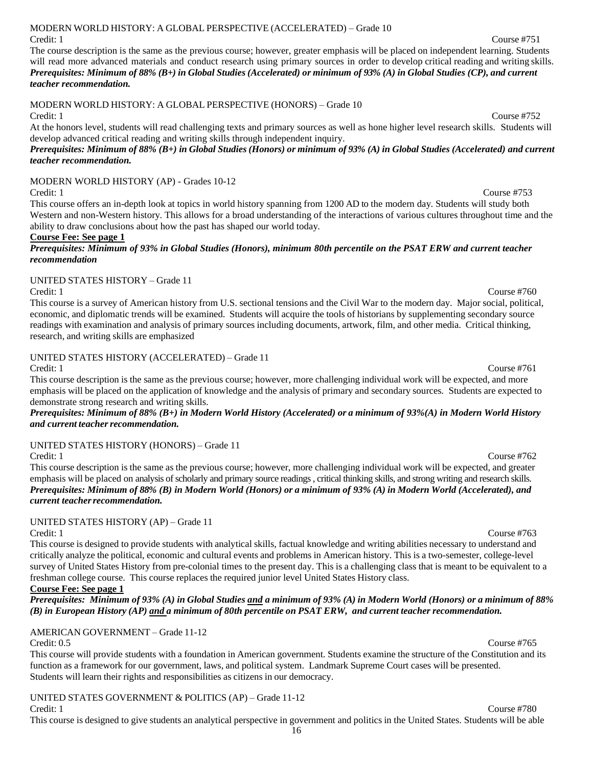MODERN WORLD HISTORY: A GLOBAL PERSPECTIVE (ACCELERATED) – Grade 10

Credit: 1 Course #751

The course description is the same as the previous course; however, greater emphasis will be placed on independent learning. Students will read more advanced materials and conduct research using primary sources in order to develop critical reading and writing skills.
***Prerequisites: Minimum of 88% (B+) in Global Studies (Accelerated) or minimum of 93% (A) in Global Studies (CP), and current teacher recommendation.***

MODERN WORLD HISTORY: A GLOBAL PERSPECTIVE (HONORS) – Grade 10

Credit: 1 Course #752

At the honors level, students will read challenging texts and primary sources as well as hone higher level research skills. Students will develop advanced critical reading and writing skills through independent inquiry.
***Prerequisites: Minimum of 88% (B+) in Global Studies (Honors) or minimum of 93% (A) in Global Studies (Accelerated) and current teacher recommendation.***

MODERN WORLD HISTORY (AP) - Grades 10-12

Credit: 1 Course #753

This course offers an in-depth look at topics in world history spanning from 1200 AD to the modern day. Students will study both Western and non-Western history. This allows for a broad understanding of the interactions of various cultures throughout time and the ability to draw conclusions about how the past has shaped our world today.

**Course Fee: See page 1**

***Prerequisites: Minimum of 93% in Global Studies (Honors), minimum 80th percentile on the PSAT ERW and current teacher recommendation***

UNITED STATES HISTORY – Grade 11

Credit: 1 Course #760

This course is a survey of American history from U.S. sectional tensions and the Civil War to the modern day. Major social, political, economic, and diplomatic trends will be examined. Students will acquire the tools of historians by supplementing secondary source readings with examination and analysis of primary sources including documents, artwork, film, and other media. Critical thinking, research, and writing skills are emphasized

UNITED STATES HISTORY (ACCELERATED) – Grade 11

Credit: 1 Course #761

This course description is the same as the previous course; however, more challenging individual work will be expected, and more emphasis will be placed on the application of knowledge and the analysis of primary and secondary sources. Students are expected to demonstrate strong research and writing skills.
***Prerequisites: Minimum of 88% (B+) in Modern World History (Accelerated) or a minimum of 93%(A) in Modern World History and current teacher recommendation.***

UNITED STATES HISTORY (HONORS) – Grade 11

Credit: 1 Course #762

This course description is the same as the previous course; however, more challenging individual work will be expected, and greater emphasis will be placed on analysis of scholarly and primary source readings , critical thinking skills, and strong writing and research skills.
***Prerequisites: Minimum of 88% (B) in Modern World (Honors) or a minimum of 93% (A) in Modern World (Accelerated), and current teacher recommendation.***

UNITED STATES HISTORY (AP) – Grade 11

Credit: 1 Course #763

This course is designed to provide students with analytical skills, factual knowledge and writing abilities necessary to understand and critically analyze the political, economic and cultural events and problems in American history. This is a two-semester, college-level survey of United States History from pre-colonial times to the present day. This is a challenging class that is meant to be equivalent to a freshman college course. This course replaces the required junior level United States History class.

**Course Fee: See page 1**

***Prerequisites: Minimum of 93% (A) in Global Studies <u>and</u> a minimum of 93% (A) in Modern World (Honors) or a minimum of 88% (B) in European History (AP) <u>and</u> a minimum of 80th percentile on PSAT ERW, and current teacher recommendation.***

AMERICAN GOVERNMENT – Grade 11-12

Credit: 0.5 Course #765

This course will provide students with a foundation in American government. Students examine the structure of the Constitution and its function as a framework for our government, laws, and political system. Landmark Supreme Court cases will be presented. Students will learn their rights and responsibilities as citizens in our democracy.

UNITED STATES GOVERNMENT & POLITICS (AP) – Grade 11-12

Credit: 1 Course #780

This course is designed to give students an analytical perspective in government and politics in the United States. Students will be able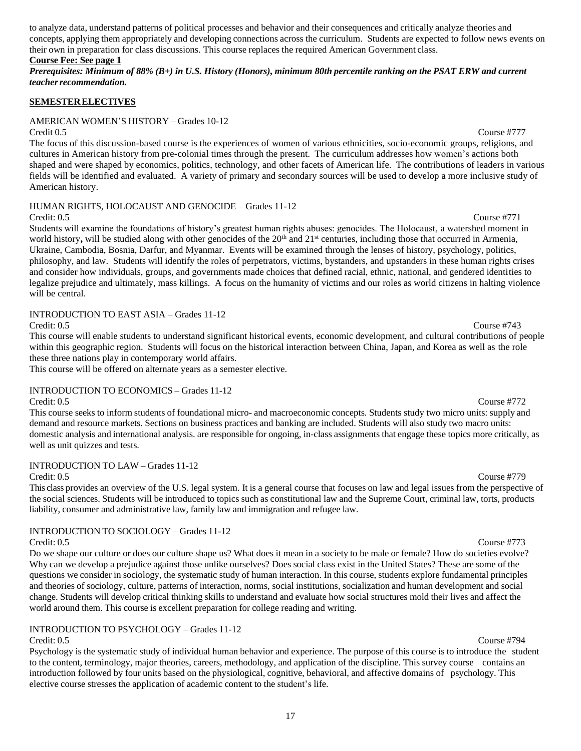to analyze data, understand patterns of political processes and behavior and their consequences and critically analyze theories and concepts, applying them appropriately and developing connections across the curriculum. Students are expected to follow news events on their own in preparation for class discussions. This course replaces the required American Government class.

**Course Fee: See page 1**

***Prerequisites: Minimum of 88% (B+) in U.S. History (Honors), minimum 80th percentile ranking on the PSAT ERW and current teacher recommendation.***

## SEMESTER ELECTIVES

### AMERICAN WOMEN'S HISTORY – Grades 10-12

Credit 0.5 Course #777

The focus of this discussion-based course is the experiences of women of various ethnicities, socio-economic groups, religions, and cultures in American history from pre-colonial times through the present. The curriculum addresses how women's actions both shaped and were shaped by economics, politics, technology, and other facets of American life. The contributions of leaders in various fields will be identified and evaluated. A variety of primary and secondary sources will be used to develop a more inclusive study of American history.

### HUMAN RIGHTS, HOLOCAUST AND GENOCIDE – Grades 11-12

Credit: 0.5 Course #771

Students will examine the foundations of history's greatest human rights abuses: genocides. The Holocaust, a watershed moment in world history**,** will be studied along with other genocides of the 20th and 21st centuries, including those that occurred in Armenia, Ukraine, Cambodia, Bosnia, Darfur, and Myanmar. Events will be examined through the lenses of history, psychology, politics, philosophy, and law. Students will identify the roles of perpetrators, victims, bystanders, and upstanders in these human rights crises and consider how individuals, groups, and governments made choices that defined racial, ethnic, national, and gendered identities to legalize prejudice and ultimately, mass killings. A focus on the humanity of victims and our roles as world citizens in halting violence will be central.

### INTRODUCTION TO EAST ASIA – Grades 11-12

Credit: 0.5 Course #743

This course will enable students to understand significant historical events, economic development, and cultural contributions of people within this geographic region. Students will focus on the historical interaction between China, Japan, and Korea as well as the role these three nations play in contemporary world affairs.

This course will be offered on alternate years as a semester elective.

### INTRODUCTION TO ECONOMICS – Grades 11-12

Credit: 0.5 Course #772

This course seeks to inform students of foundational micro- and macroeconomic concepts. Students study two micro units: supply and demand and resource markets. Sections on business practices and banking are included. Students will also study two macro units: domestic analysis and international analysis. are responsible for ongoing, in-class assignments that engage these topics more critically, as well as unit quizzes and tests.

### INTRODUCTION TO LAW – Grades 11-12

Credit: 0.5 Course #779

This class provides an overview of the U.S. legal system. It is a general course that focuses on law and legal issues from the perspective of the social sciences. Students will be introduced to topics such as constitutional law and the Supreme Court, criminal law, torts, products liability, consumer and administrative law, family law and immigration and refugee law.

### INTRODUCTION TO SOCIOLOGY – Grades 11-12

Credit: 0.5 Course #773

Do we shape our culture or does our culture shape us? What does it mean in a society to be male or female? How do societies evolve? Why can we develop a prejudice against those unlike ourselves? Does social class exist in the United States? These are some of the questions we consider in sociology, the systematic study of human interaction. In this course, students explore fundamental principles and theories of sociology, culture, patterns of interaction, norms, social institutions, socialization and human development and social change. Students will develop critical thinking skills to understand and evaluate how social structures mold their lives and affect the world around them. This course is excellent preparation for college reading and writing.

### INTRODUCTION TO PSYCHOLOGY – Grades 11-12

Credit: 0.5 Course #794

Psychology is the systematic study of individual human behavior and experience. The purpose of this course is to introduce the student to the content, terminology, major theories, careers, methodology, and application of the discipline. This survey course contains an introduction followed by four units based on the physiological, cognitive, behavioral, and affective domains of psychology. This elective course stresses the application of academic content to the student's life.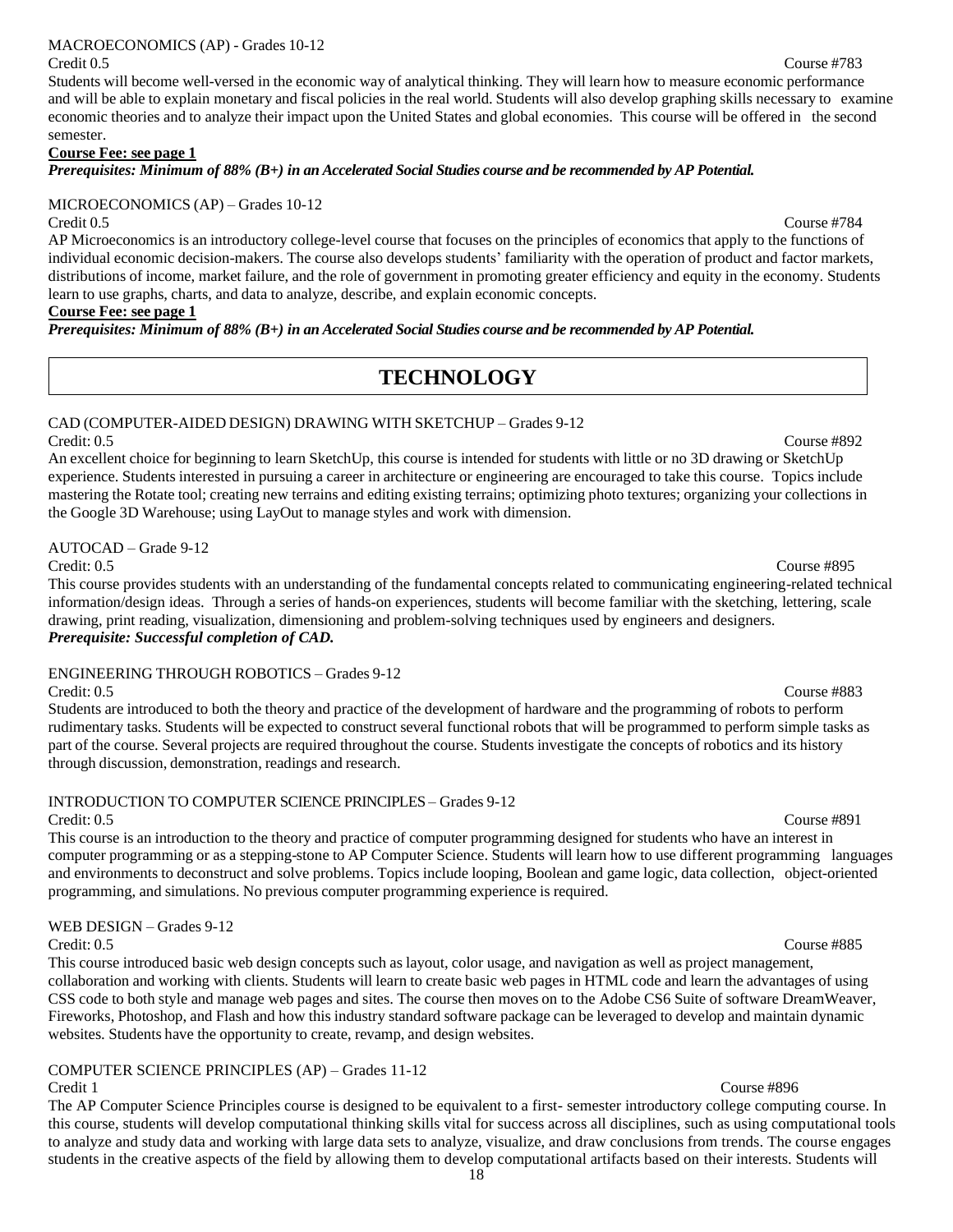MACROECONOMICS (AP) - Grades 10-12

Credit 0.5 Course #783

Students will become well-versed in the economic way of analytical thinking. They will learn how to measure economic performance and will be able to explain monetary and fiscal policies in the real world. Students will also develop graphing skills necessary to examine economic theories and to analyze their impact upon the United States and global economies. This course will be offered in the second semester.

**Course Fee: see page 1**

***Prerequisites: Minimum of 88% (B+) in an Accelerated Social Studies course and be recommended by AP Potential.***

MICROECONOMICS (AP) – Grades 10-12

Credit 0.5 Course #784

AP Microeconomics is an introductory college-level course that focuses on the principles of economics that apply to the functions of individual economic decision-makers. The course also develops students' familiarity with the operation of product and factor markets, distributions of income, market failure, and the role of government in promoting greater efficiency and equity in the economy. Students learn to use graphs, charts, and data to analyze, describe, and explain economic concepts.

**Course Fee: see page 1**

***Prerequisites: Minimum of 88% (B+) in an Accelerated Social Studies course and be recommended by AP Potential.***

# TECHNOLOGY

CAD (COMPUTER-AIDED DESIGN) DRAWING WITH SKETCHUP – Grades 9-12

Credit: 0.5 Course #892

An excellent choice for beginning to learn SketchUp, this course is intended for students with little or no 3D drawing or SketchUp experience. Students interested in pursuing a career in architecture or engineering are encouraged to take this course. Topics include mastering the Rotate tool; creating new terrains and editing existing terrains; optimizing photo textures; organizing your collections in the Google 3D Warehouse; using LayOut to manage styles and work with dimension.

AUTOCAD – Grade 9-12

Credit: 0.5 Course #895

This course provides students with an understanding of the fundamental concepts related to communicating engineering-related technical information/design ideas. Through a series of hands-on experiences, students will become familiar with the sketching, lettering, scale drawing, print reading, visualization, dimensioning and problem-solving techniques used by engineers and designers.

***Prerequisite: Successful completion of CAD.***

ENGINEERING THROUGH ROBOTICS – Grades 9-12

Credit: 0.5 Course #883

Students are introduced to both the theory and practice of the development of hardware and the programming of robots to perform rudimentary tasks. Students will be expected to construct several functional robots that will be programmed to perform simple tasks as part of the course. Several projects are required throughout the course. Students investigate the concepts of robotics and its history through discussion, demonstration, readings and research.

INTRODUCTION TO COMPUTER SCIENCE PRINCIPLES – Grades 9-12

Credit: 0.5 Course #891

This course is an introduction to the theory and practice of computer programming designed for students who have an interest in computer programming or as a stepping-stone to AP Computer Science. Students will learn how to use different programming languages and environments to deconstruct and solve problems. Topics include looping, Boolean and game logic, data collection, object-oriented programming, and simulations. No previous computer programming experience is required.

WEB DESIGN – Grades 9-12

Credit: 0.5 Course #885

This course introduced basic web design concepts such as layout, color usage, and navigation as well as project management, collaboration and working with clients. Students will learn to create basic web pages in HTML code and learn the advantages of using CSS code to both style and manage web pages and sites. The course then moves on to the Adobe CS6 Suite of software DreamWeaver, Fireworks, Photoshop, and Flash and how this industry standard software package can be leveraged to develop and maintain dynamic websites. Students have the opportunity to create, revamp, and design websites.

COMPUTER SCIENCE PRINCIPLES (AP) – Grades 11-12

Credit 1 Course #896

The AP Computer Science Principles course is designed to be equivalent to a first- semester introductory college computing course. In this course, students will develop computational thinking skills vital for success across all disciplines, such as using computational tools to analyze and study data and working with large data sets to analyze, visualize, and draw conclusions from trends. The course engages students in the creative aspects of the field by allowing them to develop computational artifacts based on their interests. Students will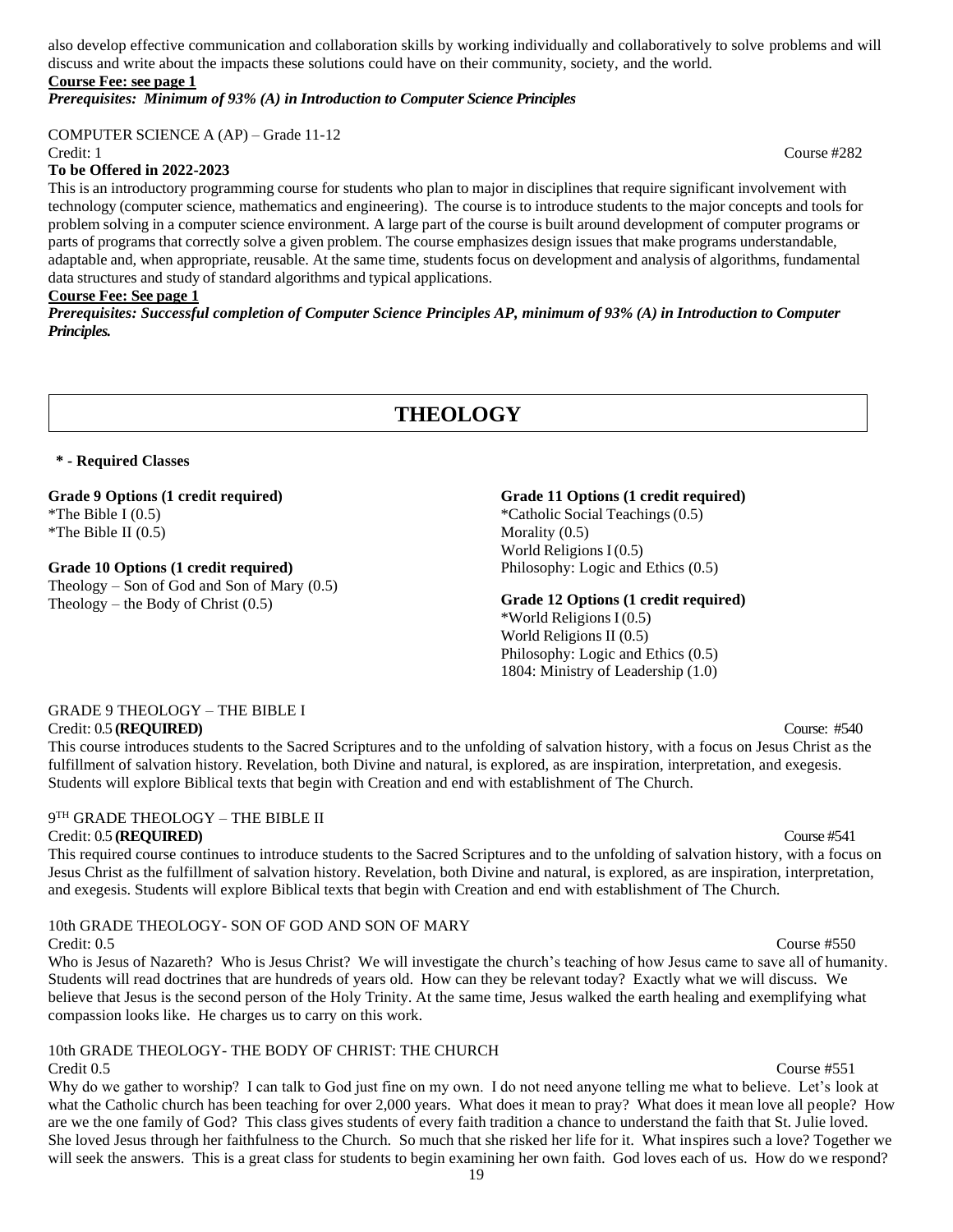also develop effective communication and collaboration skills by working individually and collaboratively to solve problems and will discuss and write about the impacts these solutions could have on their community, society, and the world.

**Course Fee: see page 1**

***Prerequisites: Minimum of 93% (A) in Introduction to Computer Science Principles***

COMPUTER SCIENCE A (AP) – Grade 11-12

Credit: 1 Course #282

**To be Offered in 2022-2023**

This is an introductory programming course for students who plan to major in disciplines that require significant involvement with technology (computer science, mathematics and engineering). The course is to introduce students to the major concepts and tools for problem solving in a computer science environment. A large part of the course is built around development of computer programs or parts of programs that correctly solve a given problem. The course emphasizes design issues that make programs understandable, adaptable and, when appropriate, reusable. At the same time, students focus on development and analysis of algorithms, fundamental data structures and study of standard algorithms and typical applications.

**Course Fee: See page 1**

***Prerequisites: Successful completion of Computer Science Principles AP, minimum of 93% (A) in Introduction to Computer Principles.***

# THEOLOGY

**\* - Required Classes**

**Grade 9 Options (1 credit required)**
*The Bible I (0.5)
*The Bible II (0.5)

**Grade 10 Options (1 credit required)**
Theology – Son of God and Son of Mary (0.5)
Theology – the Body of Christ (0.5)

**Grade 11 Options (1 credit required)**
*Catholic Social Teachings (0.5)
Morality (0.5)
World Religions I (0.5)
Philosophy: Logic and Ethics (0.5)

**Grade 12 Options (1 credit required)**
*World Religions I (0.5)
World Religions II (0.5)
Philosophy: Logic and Ethics (0.5)
1804: Ministry of Leadership (1.0)

GRADE 9 THEOLOGY – THE BIBLE I

Credit: 0.5 **(REQUIRED)** Course: #540

This course introduces students to the Sacred Scriptures and to the unfolding of salvation history, with a focus on Jesus Christ as the fulfillment of salvation history. Revelation, both Divine and natural, is explored, as are inspiration, interpretation, and exegesis. Students will explore Biblical texts that begin with Creation and end with establishment of The Church.

9TH GRADE THEOLOGY – THE BIBLE II

Credit: 0.5 **(REQUIRED)** Course #541

This required course continues to introduce students to the Sacred Scriptures and to the unfolding of salvation history, with a focus on Jesus Christ as the fulfillment of salvation history. Revelation, both Divine and natural, is explored, as are inspiration, interpretation, and exegesis. Students will explore Biblical texts that begin with Creation and end with establishment of The Church.

10th GRADE THEOLOGY- SON OF GOD AND SON OF MARY

Credit: 0.5 Course #550

Who is Jesus of Nazareth? Who is Jesus Christ? We will investigate the church's teaching of how Jesus came to save all of humanity. Students will read doctrines that are hundreds of years old. How can they be relevant today? Exactly what we will discuss. We believe that Jesus is the second person of the Holy Trinity. At the same time, Jesus walked the earth healing and exemplifying what compassion looks like. He charges us to carry on this work.

10th GRADE THEOLOGY- THE BODY OF CHRIST: THE CHURCH

Credit 0.5 Course #551

Why do we gather to worship? I can talk to God just fine on my own. I do not need anyone telling me what to believe. Let's look at what the Catholic church has been teaching for over 2,000 years. What does it mean to pray? What does it mean love all people? How are we the one family of God? This class gives students of every faith tradition a chance to understand the faith that St. Julie loved. She loved Jesus through her faithfulness to the Church. So much that she risked her life for it. What inspires such a love? Together we will seek the answers. This is a great class for students to begin examining her own faith. God loves each of us. How do we respond?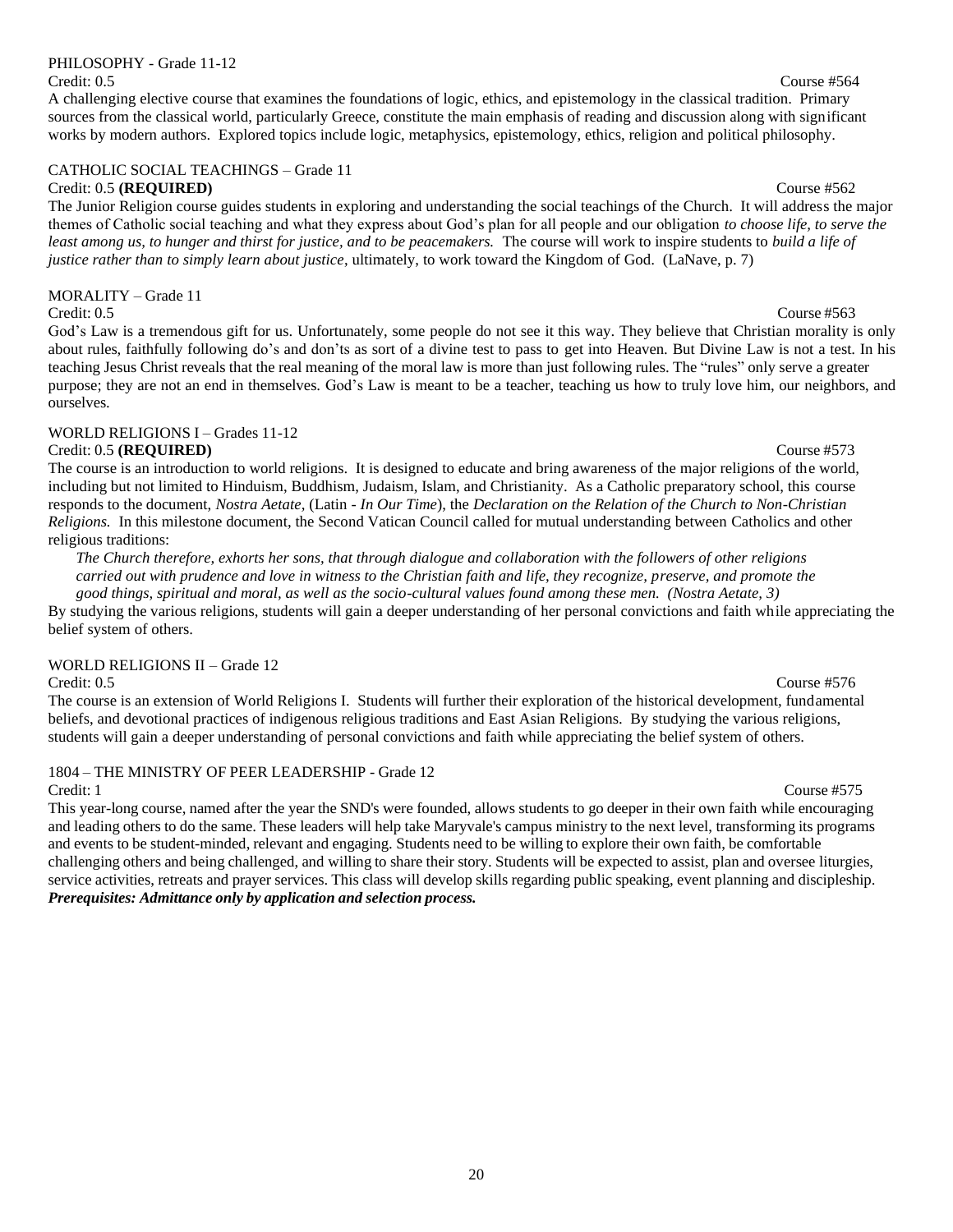### PHILOSOPHY - Grade 11-12

Credit: 0.5 Course #564

A challenging elective course that examines the foundations of logic, ethics, and epistemology in the classical tradition. Primary sources from the classical world, particularly Greece, constitute the main emphasis of reading and discussion along with significant works by modern authors. Explored topics include logic, metaphysics, epistemology, ethics, religion and political philosophy.

### CATHOLIC SOCIAL TEACHINGS – Grade 11

Credit: 0.5 **(REQUIRED)** Course #562

The Junior Religion course guides students in exploring and understanding the social teachings of the Church. It will address the major themes of Catholic social teaching and what they express about God's plan for all people and our obligation *to choose life, to serve the least among us, to hunger and thirst for justice, and to be peacemakers.* The course will work to inspire students to *build a life of justice rather than to simply learn about justice*, ultimately, to work toward the Kingdom of God. (LaNave, p. 7)

### MORALITY – Grade 11

Credit: 0.5 Course #563

God's Law is a tremendous gift for us. Unfortunately, some people do not see it this way. They believe that Christian morality is only about rules, faithfully following do's and don'ts as sort of a divine test to pass to get into Heaven. But Divine Law is not a test. In his teaching Jesus Christ reveals that the real meaning of the moral law is more than just following rules. The "rules" only serve a greater purpose; they are not an end in themselves. God's Law is meant to be a teacher, teaching us how to truly love him, our neighbors, and ourselves.

### WORLD RELIGIONS I – Grades 11-12

Credit: 0.5 **(REQUIRED)** Course #573

The course is an introduction to world religions. It is designed to educate and bring awareness of the major religions of the world, including but not limited to Hinduism, Buddhism, Judaism, Islam, and Christianity. As a Catholic preparatory school, this course responds to the document, *Nostra Aetate*, (Latin - *In Our Time*), the *Declaration on the Relation of the Church to Non-Christian Religions.* In this milestone document, the Second Vatican Council called for mutual understanding between Catholics and other religious traditions:

> *The Church therefore, exhorts her sons, that through dialogue and collaboration with the followers of other religions carried out with prudence and love in witness to the Christian faith and life, they recognize, preserve, and promote the good things, spiritual and moral, as well as the socio-cultural values found among these men. (Nostra Aetate, 3)*

By studying the various religions, students will gain a deeper understanding of her personal convictions and faith while appreciating the belief system of others.

### WORLD RELIGIONS II – Grade 12

Credit: 0.5 Course #576

The course is an extension of World Religions I. Students will further their exploration of the historical development, fundamental beliefs, and devotional practices of indigenous religious traditions and East Asian Religions. By studying the various religions, students will gain a deeper understanding of personal convictions and faith while appreciating the belief system of others.

### 1804 – THE MINISTRY OF PEER LEADERSHIP - Grade 12

Credit: 1 Course #575

This year-long course, named after the year the SND's were founded, allows students to go deeper in their own faith while encouraging and leading others to do the same. These leaders will help take Maryvale's campus ministry to the next level, transforming its programs and events to be student-minded, relevant and engaging. Students need to be willing to explore their own faith, be comfortable challenging others and being challenged, and willing to share their story. Students will be expected to assist, plan and oversee liturgies, service activities, retreats and prayer services. This class will develop skills regarding public speaking, event planning and discipleship.

***Prerequisites: Admittance only by application and selection process.***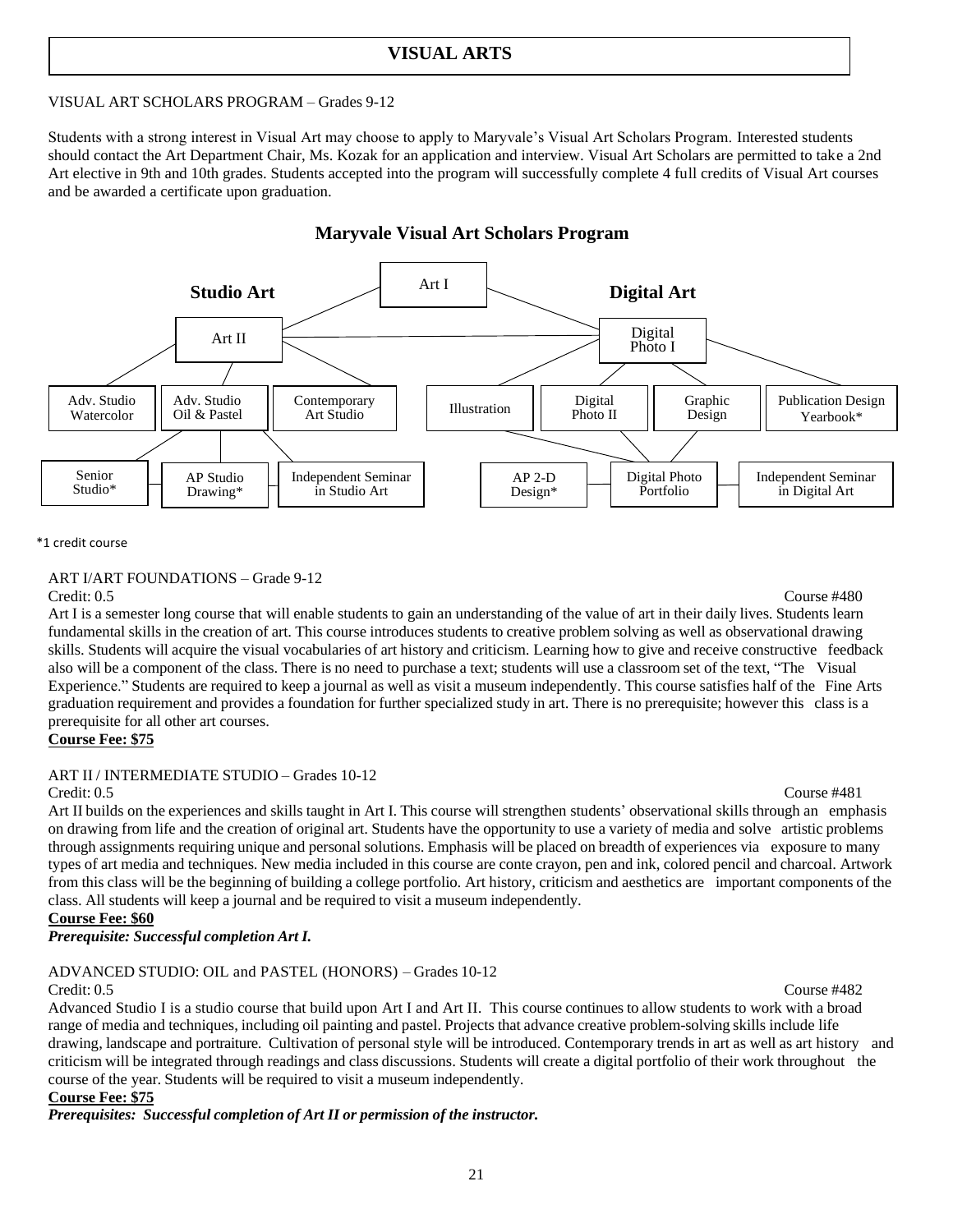# VISUAL ARTS

VISUAL ART SCHOLARS PROGRAM – Grades 9-12

Students with a strong interest in Visual Art may choose to apply to Maryvale's Visual Art Scholars Program. Interested students should contact the Art Department Chair, Ms. Kozak for an application and interview. Visual Art Scholars are permitted to take a 2nd Art elective in 9th and 10th grades. Students accepted into the program will successfully complete 4 full credits of Visual Art courses and be awarded a certificate upon graduation.

## Maryvale Visual Art Scholars Program

**Studio Art** | **Digital Art**

Art I

Art II | Digital Photo I

Adv. Studio Watercolor | Adv. Studio Oil & Pastel | Contemporary Art Studio | Illustration | Digital Photo II | Graphic Design | Publication Design Yearbook*

Senior Studio* | AP Studio Drawing* | Independent Seminar in Studio Art | AP 2-D Design* | Digital Photo Portfolio | Independent Seminar in Digital Art

*1 credit course

ART I/ART FOUNDATIONS – Grade 9-12

Credit: 0.5 Course #480

Art I is a semester long course that will enable students to gain an understanding of the value of art in their daily lives. Students learn fundamental skills in the creation of art. This course introduces students to creative problem solving as well as observational drawing skills. Students will acquire the visual vocabularies of art history and criticism. Learning how to give and receive constructive feedback also will be a component of the class. There is no need to purchase a text; students will use a classroom set of the text, "The Visual Experience." Students are required to keep a journal as well as visit a museum independently. This course satisfies half of the Fine Arts graduation requirement and provides a foundation for further specialized study in art. There is no prerequisite; however this class is a prerequisite for all other art courses.

**Course Fee: $75**

ART II / INTERMEDIATE STUDIO – Grades 10-12

Credit: 0.5 Course #481

Art II builds on the experiences and skills taught in Art I. This course will strengthen students' observational skills through an emphasis on drawing from life and the creation of original art. Students have the opportunity to use a variety of media and solve artistic problems through assignments requiring unique and personal solutions. Emphasis will be placed on breadth of experiences via exposure to many types of art media and techniques. New media included in this course are conte crayon, pen and ink, colored pencil and charcoal. Artwork from this class will be the beginning of building a college portfolio. Art history, criticism and aesthetics are important components of the class. All students will keep a journal and be required to visit a museum independently.

**Course Fee: $60**

***Prerequisite: Successful completion Art I.***

ADVANCED STUDIO: OIL and PASTEL (HONORS) – Grades 10-12

Credit: 0.5 Course #482

Advanced Studio I is a studio course that build upon Art I and Art II. This course continues to allow students to work with a broad range of media and techniques, including oil painting and pastel. Projects that advance creative problem-solving skills include life drawing, landscape and portraiture. Cultivation of personal style will be introduced. Contemporary trends in art as well as art history and criticism will be integrated through readings and class discussions. Students will create a digital portfolio of their work throughout the course of the year. Students will be required to visit a museum independently.

**Course Fee: $75**

***Prerequisites: Successful completion of Art II or permission of the instructor.***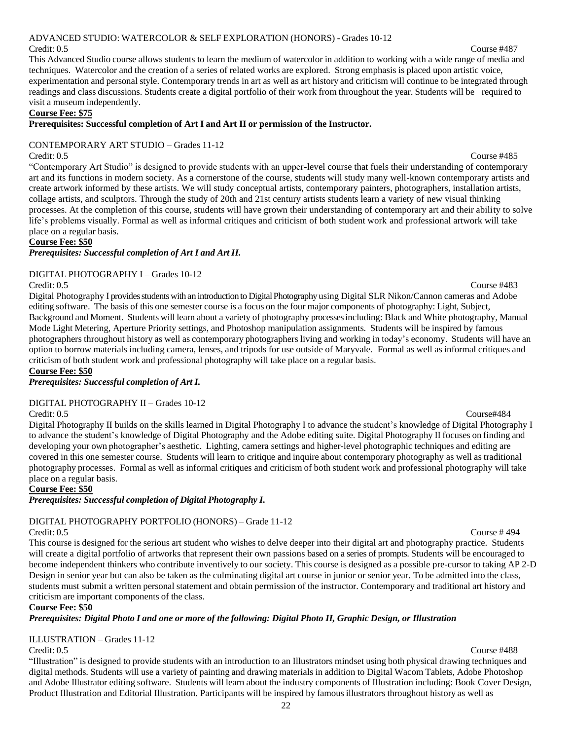### ADVANCED STUDIO: WATERCOLOR & SELF EXPLORATION (HONORS) - Grades 10-12

Credit: 0.5 Course #487

This Advanced Studio course allows students to learn the medium of watercolor in addition to working with a wide range of media and techniques. Watercolor and the creation of a series of related works are explored. Strong emphasis is placed upon artistic voice, experimentation and personal style. Contemporary trends in art as well as art history and criticism will continue to be integrated through readings and class discussions. Students create a digital portfolio of their work from throughout the year. Students will be required to visit a museum independently.

**Course Fee: $75**

**Prerequisites: Successful completion of Art I and Art II or permission of the Instructor.**

### CONTEMPORARY ART STUDIO – Grades 11-12

Credit: 0.5 Course #485

"Contemporary Art Studio" is designed to provide students with an upper-level course that fuels their understanding of contemporary art and its functions in modern society. As a cornerstone of the course, students will study many well-known contemporary artists and create artwork informed by these artists. We will study conceptual artists, contemporary painters, photographers, installation artists, collage artists, and sculptors. Through the study of 20th and 21st century artists students learn a variety of new visual thinking processes. At the completion of this course, students will have grown their understanding of contemporary art and their ability to solve life's problems visually. Formal as well as informal critiques and criticism of both student work and professional artwork will take place on a regular basis.

**Course Fee: $50**

***Prerequisites: Successful completion of Art I and Art II.***

### DIGITAL PHOTOGRAPHY I – Grades 10-12

Credit: 0.5 Course #483

Digital Photography I provides students with an introduction to Digital Photography using Digital SLR Nikon/Cannon cameras and Adobe editing software. The basis of this one semester course is a focus on the four major components of photography: Light, Subject, Background and Moment. Students will learn about a variety of photography processes including: Black and White photography, Manual Mode Light Metering, Aperture Priority settings, and Photoshop manipulation assignments. Students will be inspired by famous photographers throughout history as well as contemporary photographers living and working in today's economy. Students will have an option to borrow materials including camera, lenses, and tripods for use outside of Maryvale. Formal as well as informal critiques and criticism of both student work and professional photography will take place on a regular basis.

**Course Fee: $50**

***Prerequisites: Successful completion of Art I.***

### DIGITAL PHOTOGRAPHY II – Grades 10-12

Credit: 0.5 Course#484

Digital Photography II builds on the skills learned in Digital Photography I to advance the student's knowledge of Digital Photography I to advance the student's knowledge of Digital Photography and the Adobe editing suite. Digital Photography II focuses on finding and developing your own photographer's aesthetic. Lighting, camera settings and higher-level photographic techniques and editing are covered in this one semester course. Students will learn to critique and inquire about contemporary photography as well as traditional photography processes. Formal as well as informal critiques and criticism of both student work and professional photography will take place on a regular basis.

**Course Fee: $50**

***Prerequisites: Successful completion of Digital Photography I.***

### DIGITAL PHOTOGRAPHY PORTFOLIO (HONORS) – Grade 11-12

Credit: 0.5 Course # 494

This course is designed for the serious art student who wishes to delve deeper into their digital art and photography practice. Students will create a digital portfolio of artworks that represent their own passions based on a series of prompts. Students will be encouraged to become independent thinkers who contribute inventively to our society. This course is designed as a possible pre-cursor to taking AP 2-D Design in senior year but can also be taken as the culminating digital art course in junior or senior year. To be admitted into the class, students must submit a written personal statement and obtain permission of the instructor. Contemporary and traditional art history and criticism are important components of the class.

**Course Fee: $50**

***Prerequisites: Digital Photo I and one or more of the following: Digital Photo II, Graphic Design, or Illustration***

### ILLUSTRATION – Grades 11-12

Credit: 0.5 Course #488

"Illustration" is designed to provide students with an introduction to an Illustrators mindset using both physical drawing techniques and digital methods. Students will use a variety of painting and drawing materials in addition to Digital Wacom Tablets, Adobe Photoshop and Adobe Illustrator editing software. Students will learn about the industry components of Illustration including: Book Cover Design, Product Illustration and Editorial Illustration. Participants will be inspired by famous illustrators throughout history as well as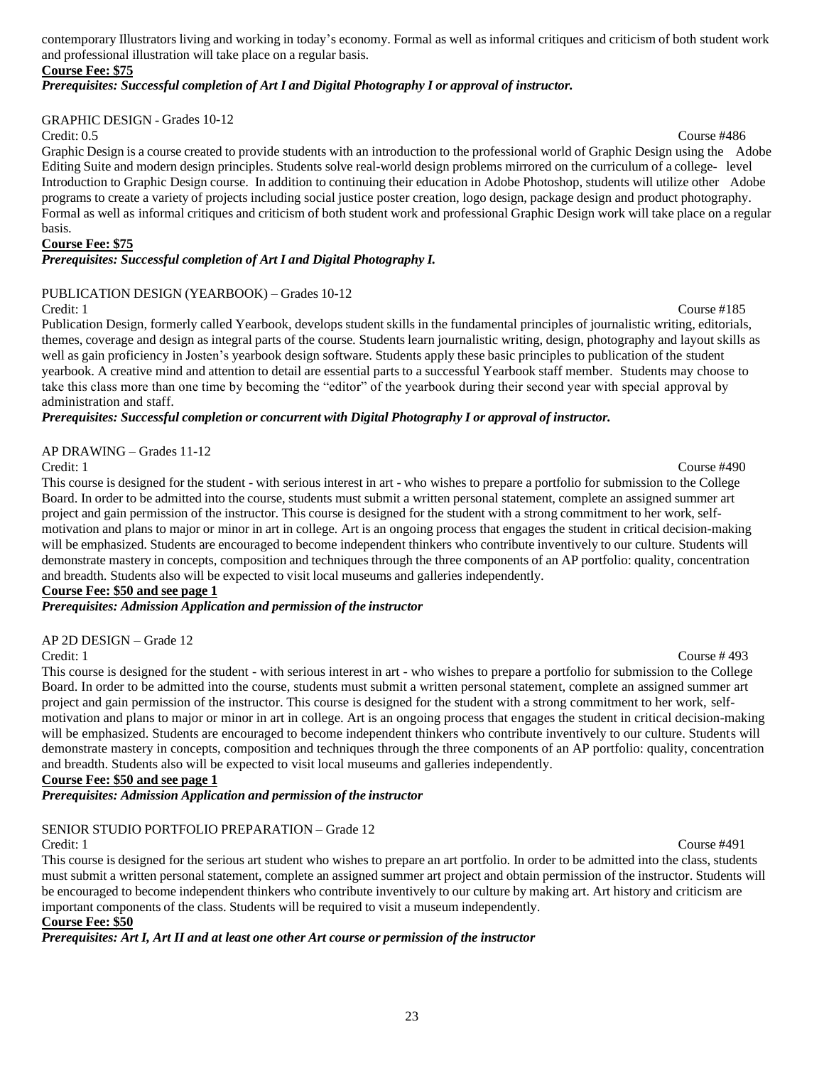contemporary Illustrators living and working in today's economy. Formal as well as informal critiques and criticism of both student work and professional illustration will take place on a regular basis.

**Course Fee: $75**

***Prerequisites: Successful completion of Art I and Digital Photography I or approval of instructor.***

### GRAPHIC DESIGN - Grades 10-12

Credit: 0.5 Course #486

Graphic Design is a course created to provide students with an introduction to the professional world of Graphic Design using the Adobe Editing Suite and modern design principles. Students solve real-world design problems mirrored on the curriculum of a college- level Introduction to Graphic Design course. In addition to continuing their education in Adobe Photoshop, students will utilize other Adobe programs to create a variety of projects including social justice poster creation, logo design, package design and product photography. Formal as well as informal critiques and criticism of both student work and professional Graphic Design work will take place on a regular basis.

**Course Fee: $75**

***Prerequisites: Successful completion of Art I and Digital Photography I.***

### PUBLICATION DESIGN (YEARBOOK) – Grades 10-12

Credit: 1 Course #185

Publication Design, formerly called Yearbook, develops student skills in the fundamental principles of journalistic writing, editorials, themes, coverage and design as integral parts of the course. Students learn journalistic writing, design, photography and layout skills as well as gain proficiency in Josten's yearbook design software. Students apply these basic principles to publication of the student yearbook. A creative mind and attention to detail are essential parts to a successful Yearbook staff member. Students may choose to take this class more than one time by becoming the "editor" of the yearbook during their second year with special approval by administration and staff.

***Prerequisites: Successful completion or concurrent with Digital Photography I or approval of instructor.***

### AP DRAWING – Grades 11-12

Credit: 1 Course #490

This course is designed for the student - with serious interest in art - who wishes to prepare a portfolio for submission to the College Board. In order to be admitted into the course, students must submit a written personal statement, complete an assigned summer art project and gain permission of the instructor. This course is designed for the student with a strong commitment to her work, self-motivation and plans to major or minor in art in college. Art is an ongoing process that engages the student in critical decision-making will be emphasized. Students are encouraged to become independent thinkers who contribute inventively to our culture. Students will demonstrate mastery in concepts, composition and techniques through the three components of an AP portfolio: quality, concentration and breadth. Students also will be expected to visit local museums and galleries independently.

**Course Fee: $50 and see page 1**

***Prerequisites: Admission Application and permission of the instructor***

### AP 2D DESIGN – Grade 12

Credit: 1 Course # 493

This course is designed for the student - with serious interest in art - who wishes to prepare a portfolio for submission to the College Board. In order to be admitted into the course, students must submit a written personal statement, complete an assigned summer art project and gain permission of the instructor. This course is designed for the student with a strong commitment to her work, self-motivation and plans to major or minor in art in college. Art is an ongoing process that engages the student in critical decision-making will be emphasized. Students are encouraged to become independent thinkers who contribute inventively to our culture. Students will demonstrate mastery in concepts, composition and techniques through the three components of an AP portfolio: quality, concentration and breadth. Students also will be expected to visit local museums and galleries independently.

**Course Fee: $50 and see page 1**

***Prerequisites: Admission Application and permission of the instructor***

### SENIOR STUDIO PORTFOLIO PREPARATION – Grade 12

Credit: 1 Course #491

This course is designed for the serious art student who wishes to prepare an art portfolio. In order to be admitted into the class, students must submit a written personal statement, complete an assigned summer art project and obtain permission of the instructor. Students will be encouraged to become independent thinkers who contribute inventively to our culture by making art. Art history and criticism are important components of the class. Students will be required to visit a museum independently.

**Course Fee: $50**

***Prerequisites: Art I, Art II and at least one other Art course or permission of the instructor***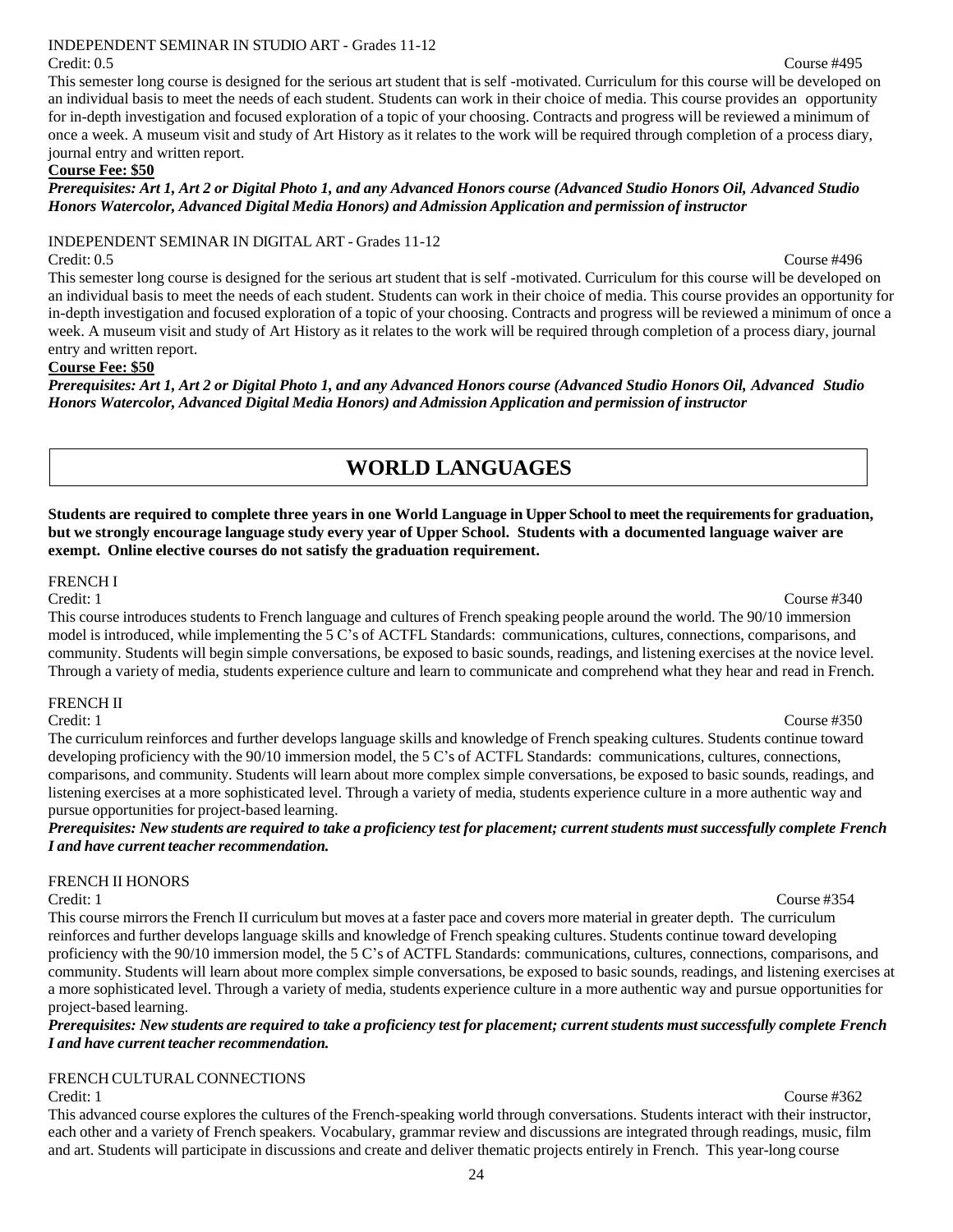INDEPENDENT SEMINAR IN STUDIO ART - Grades 11-12

Credit: 0.5 Course #495

This semester long course is designed for the serious art student that is self -motivated. Curriculum for this course will be developed on an individual basis to meet the needs of each student. Students can work in their choice of media. This course provides an opportunity for in-depth investigation and focused exploration of a topic of your choosing. Contracts and progress will be reviewed a minimum of once a week. A museum visit and study of Art History as it relates to the work will be required through completion of a process diary, journal entry and written report.

**Course Fee: $50**

***Prerequisites: Art 1, Art 2 or Digital Photo 1, and any Advanced Honors course (Advanced Studio Honors Oil, Advanced Studio Honors Watercolor, Advanced Digital Media Honors) and Admission Application and permission of instructor***

INDEPENDENT SEMINAR IN DIGITAL ART - Grades 11-12

Credit: 0.5 Course #496

This semester long course is designed for the serious art student that is self -motivated. Curriculum for this course will be developed on an individual basis to meet the needs of each student. Students can work in their choice of media. This course provides an opportunity for in-depth investigation and focused exploration of a topic of your choosing. Contracts and progress will be reviewed a minimum of once a week. A museum visit and study of Art History as it relates to the work will be required through completion of a process diary, journal entry and written report.

**Course Fee: $50**

***Prerequisites: Art 1, Art 2 or Digital Photo 1, and any Advanced Honors course (Advanced Studio Honors Oil, Advanced Studio Honors Watercolor, Advanced Digital Media Honors) and Admission Application and permission of instructor***

# WORLD LANGUAGES

**Students are required to complete three years in one World Language in Upper School to meet the requirements for graduation, but we strongly encourage language study every year of Upper School. Students with a documented language waiver are exempt. Online elective courses do not satisfy the graduation requirement.**

FRENCH I

Credit: 1 Course #340

This course introduces students to French language and cultures of French speaking people around the world. The 90/10 immersion model is introduced, while implementing the 5 C's of ACTFL Standards: communications, cultures, connections, comparisons, and community. Students will begin simple conversations, be exposed to basic sounds, readings, and listening exercises at the novice level. Through a variety of media, students experience culture and learn to communicate and comprehend what they hear and read in French.

FRENCH II

Credit: 1 Course #350

The curriculum reinforces and further develops language skills and knowledge of French speaking cultures. Students continue toward developing proficiency with the 90/10 immersion model, the 5 C's of ACTFL Standards: communications, cultures, connections, comparisons, and community. Students will learn about more complex simple conversations, be exposed to basic sounds, readings, and listening exercises at a more sophisticated level. Through a variety of media, students experience culture in a more authentic way and pursue opportunities for project-based learning.

***Prerequisites: New students are required to take a proficiency test for placement; current students must successfully complete French I and have current teacher recommendation.***

FRENCH II HONORS

Credit: 1 Course #354

This course mirrors the French II curriculum but moves at a faster pace and covers more material in greater depth. The curriculum reinforces and further develops language skills and knowledge of French speaking cultures. Students continue toward developing proficiency with the 90/10 immersion model, the 5 C's of ACTFL Standards: communications, cultures, connections, comparisons, and community. Students will learn about more complex simple conversations, be exposed to basic sounds, readings, and listening exercises at a more sophisticated level. Through a variety of media, students experience culture in a more authentic way and pursue opportunities for project-based learning.

***Prerequisites: New students are required to take a proficiency test for placement; current students must successfully complete French I and have current teacher recommendation.***

FRENCH CULTURAL CONNECTIONS

Credit: 1 Course #362

This advanced course explores the cultures of the French-speaking world through conversations. Students interact with their instructor, each other and a variety of French speakers. Vocabulary, grammar review and discussions are integrated through readings, music, film and art. Students will participate in discussions and create and deliver thematic projects entirely in French. This year-long course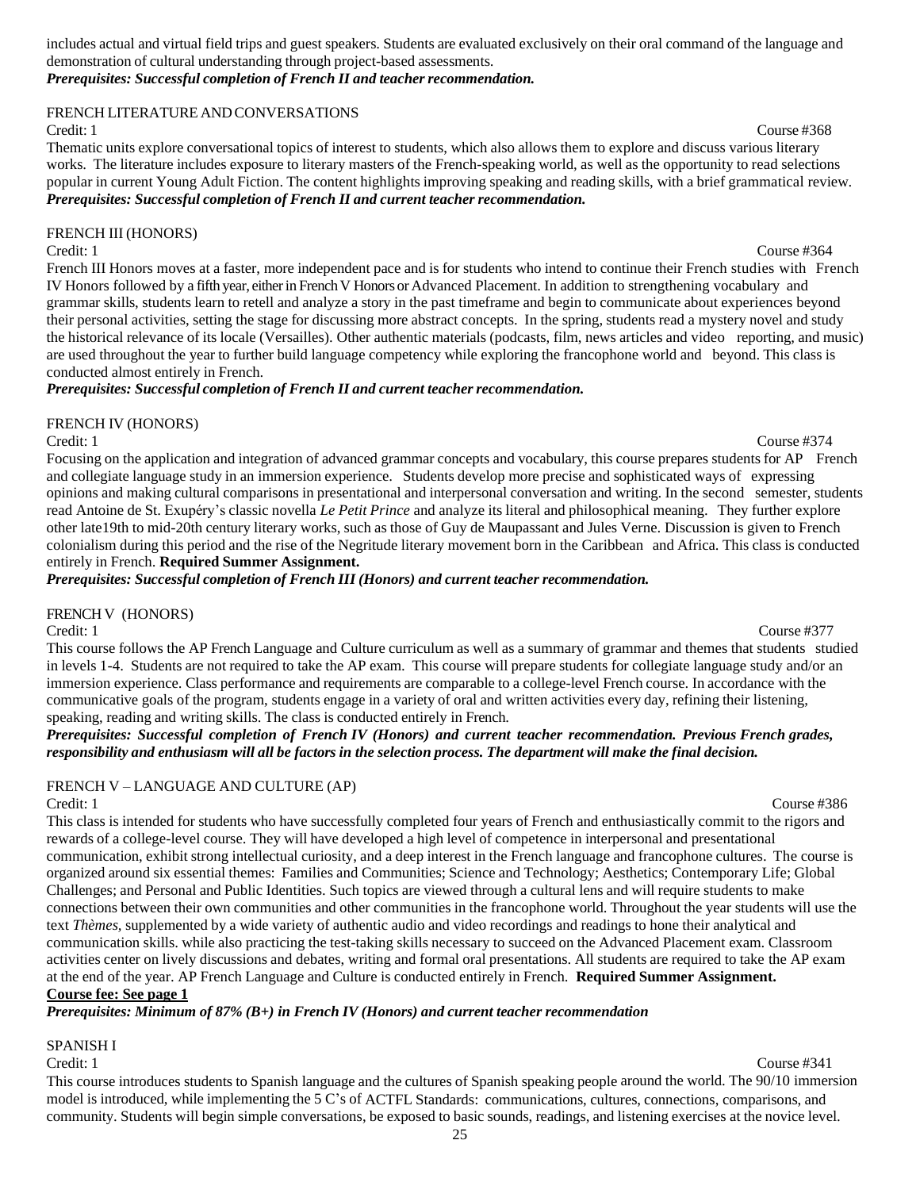includes actual and virtual field trips and guest speakers. Students are evaluated exclusively on their oral command of the language and demonstration of cultural understanding through project-based assessments.
***Prerequisites: Successful completion of French II and teacher recommendation.***

### FRENCH LITERATURE AND CONVERSATIONS

Credit: 1 Course #368

Thematic units explore conversational topics of interest to students, which also allows them to explore and discuss various literary works. The literature includes exposure to literary masters of the French-speaking world, as well as the opportunity to read selections popular in current Young Adult Fiction. The content highlights improving speaking and reading skills, with a brief grammatical review.
***Prerequisites: Successful completion of French II and current teacher recommendation.***

### FRENCH III (HONORS)

Credit: 1 Course #364

French III Honors moves at a faster, more independent pace and is for students who intend to continue their French studies with French IV Honors followed by a fifth year, either in French V Honors or Advanced Placement. In addition to strengthening vocabulary and grammar skills, students learn to retell and analyze a story in the past timeframe and begin to communicate about experiences beyond their personal activities, setting the stage for discussing more abstract concepts. In the spring, students read a mystery novel and study the historical relevance of its locale (Versailles). Other authentic materials (podcasts, film, news articles and video reporting, and music) are used throughout the year to further build language competency while exploring the francophone world and beyond. This class is conducted almost entirely in French.
***Prerequisites: Successful completion of French II and current teacher recommendation.***

### FRENCH IV (HONORS)

Credit: 1 Course #374

Focusing on the application and integration of advanced grammar concepts and vocabulary, this course prepares students for AP French and collegiate language study in an immersion experience. Students develop more precise and sophisticated ways of expressing opinions and making cultural comparisons in presentational and interpersonal conversation and writing. In the second semester, students read Antoine de St. Exupéry's classic novella *Le Petit Prince* and analyze its literal and philosophical meaning. They further explore other late19th to mid-20th century literary works, such as those of Guy de Maupassant and Jules Verne. Discussion is given to French colonialism during this period and the rise of the Negritude literary movement born in the Caribbean and Africa. This class is conducted entirely in French. **Required Summer Assignment.**
***Prerequisites: Successful completion of French III (Honors) and current teacher recommendation.***

### FRENCH V (HONORS)

Credit: 1 Course #377

This course follows the AP French Language and Culture curriculum as well as a summary of grammar and themes that students studied in levels 1-4. Students are not required to take the AP exam. This course will prepare students for collegiate language study and/or an immersion experience. Class performance and requirements are comparable to a college-level French course. In accordance with the communicative goals of the program, students engage in a variety of oral and written activities every day, refining their listening, speaking, reading and writing skills. The class is conducted entirely in French.
***Prerequisites: Successful completion of French IV (Honors) and current teacher recommendation. Previous French grades, responsibility and enthusiasm will all be factors in the selection process. The department will make the final decision.***

### FRENCH V – LANGUAGE AND CULTURE (AP)

Credit: 1 Course #386

This class is intended for students who have successfully completed four years of French and enthusiastically commit to the rigors and rewards of a college-level course. They will have developed a high level of competence in interpersonal and presentational communication, exhibit strong intellectual curiosity, and a deep interest in the French language and francophone cultures. The course is organized around six essential themes: Families and Communities; Science and Technology; Aesthetics; Contemporary Life; Global Challenges; and Personal and Public Identities. Such topics are viewed through a cultural lens and will require students to make connections between their own communities and other communities in the francophone world. Throughout the year students will use the text *Thèmes,* supplemented by a wide variety of authentic audio and video recordings and readings to hone their analytical and communication skills. while also practicing the test-taking skills necessary to succeed on the Advanced Placement exam. Classroom activities center on lively discussions and debates, writing and formal oral presentations. All students are required to take the AP exam at the end of the year. AP French Language and Culture is conducted entirely in French. **Required Summer Assignment.**
**Course fee: See page 1**
***Prerequisites: Minimum of 87% (B+) in French IV (Honors) and current teacher recommendation***

### SPANISH I

Credit: 1 Course #341

This course introduces students to Spanish language and the cultures of Spanish speaking people around the world. The 90/10 immersion model is introduced, while implementing the 5 C's of ACTFL Standards: communications, cultures, connections, comparisons, and community. Students will begin simple conversations, be exposed to basic sounds, readings, and listening exercises at the novice level.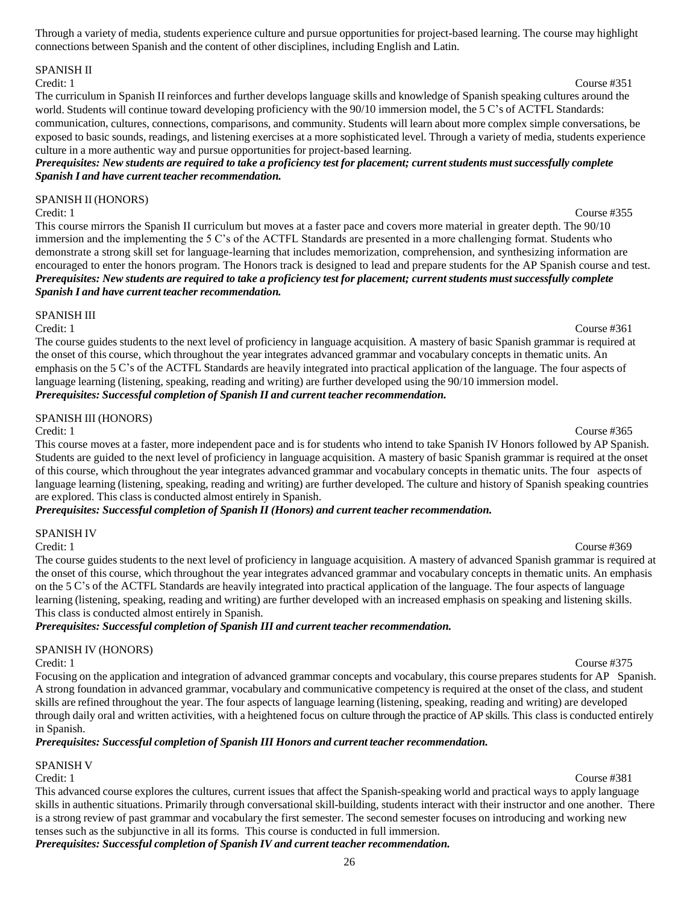Through a variety of media, students experience culture and pursue opportunities for project-based learning. The course may highlight connections between Spanish and the content of other disciplines, including English and Latin.

### SPANISH II

Credit: 1 Course #351

The curriculum in Spanish II reinforces and further develops language skills and knowledge of Spanish speaking cultures around the world. Students will continue toward developing proficiency with the 90/10 immersion model, the 5 C's of ACTFL Standards: communication, cultures, connections, comparisons, and community. Students will learn about more complex simple conversations, be exposed to basic sounds, readings, and listening exercises at a more sophisticated level. Through a variety of media, students experience culture in a more authentic way and pursue opportunities for project-based learning.

***Prerequisites: New students are required to take a proficiency test for placement; current students must successfully complete Spanish I and have current teacher recommendation.***

### SPANISH II (HONORS)

Credit: 1 Course #355

This course mirrors the Spanish II curriculum but moves at a faster pace and covers more material in greater depth. The 90/10 immersion and the implementing the 5 C's of the ACTFL Standards are presented in a more challenging format. Students who demonstrate a strong skill set for language-learning that includes memorization, comprehension, and synthesizing information are encouraged to enter the honors program. The Honors track is designed to lead and prepare students for the AP Spanish course and test.

***Prerequisites: New students are required to take a proficiency test for placement; current students must successfully complete Spanish I and have current teacher recommendation.***

### SPANISH III

Credit: 1 Course #361

The course guides students to the next level of proficiency in language acquisition. A mastery of basic Spanish grammar is required at the onset of this course, which throughout the year integrates advanced grammar and vocabulary concepts in thematic units. An emphasis on the 5 C's of the ACTFL Standards are heavily integrated into practical application of the language. The four aspects of language learning (listening, speaking, reading and writing) are further developed using the 90/10 immersion model.

***Prerequisites: Successful completion of Spanish II and current teacher recommendation.***

### SPANISH III (HONORS)

Credit: 1 Course #365

This course moves at a faster, more independent pace and is for students who intend to take Spanish IV Honors followed by AP Spanish. Students are guided to the next level of proficiency in language acquisition. A mastery of basic Spanish grammar is required at the onset of this course, which throughout the year integrates advanced grammar and vocabulary concepts in thematic units. The four aspects of language learning (listening, speaking, reading and writing) are further developed. The culture and history of Spanish speaking countries are explored. This class is conducted almost entirely in Spanish.

***Prerequisites: Successful completion of Spanish II (Honors) and current teacher recommendation.***

### SPANISH IV

Credit: 1 Course #369

The course guides students to the next level of proficiency in language acquisition. A mastery of advanced Spanish grammar is required at the onset of this course, which throughout the year integrates advanced grammar and vocabulary concepts in thematic units. An emphasis on the 5 C's of the ACTFL Standards are heavily integrated into practical application of the language. The four aspects of language learning (listening, speaking, reading and writing) are further developed with an increased emphasis on speaking and listening skills. This class is conducted almost entirely in Spanish.

***Prerequisites: Successful completion of Spanish III and current teacher recommendation.***

### SPANISH IV (HONORS)

Credit: 1 Course #375

Focusing on the application and integration of advanced grammar concepts and vocabulary, this course prepares students for AP Spanish. A strong foundation in advanced grammar, vocabulary and communicative competency is required at the onset of the class, and student skills are refined throughout the year. The four aspects of language learning (listening, speaking, reading and writing) are developed through daily oral and written activities, with a heightened focus on culture through the practice of AP skills. This class is conducted entirely in Spanish.

***Prerequisites: Successful completion of Spanish III Honors and current teacher recommendation.***

### SPANISH V

Credit: 1 Course #381

This advanced course explores the cultures, current issues that affect the Spanish-speaking world and practical ways to apply language skills in authentic situations. Primarily through conversational skill-building, students interact with their instructor and one another. There is a strong review of past grammar and vocabulary the first semester. The second semester focuses on introducing and working new tenses such as the subjunctive in all its forms. This course is conducted in full immersion.

***Prerequisites: Successful completion of Spanish IV and current teacher recommendation.***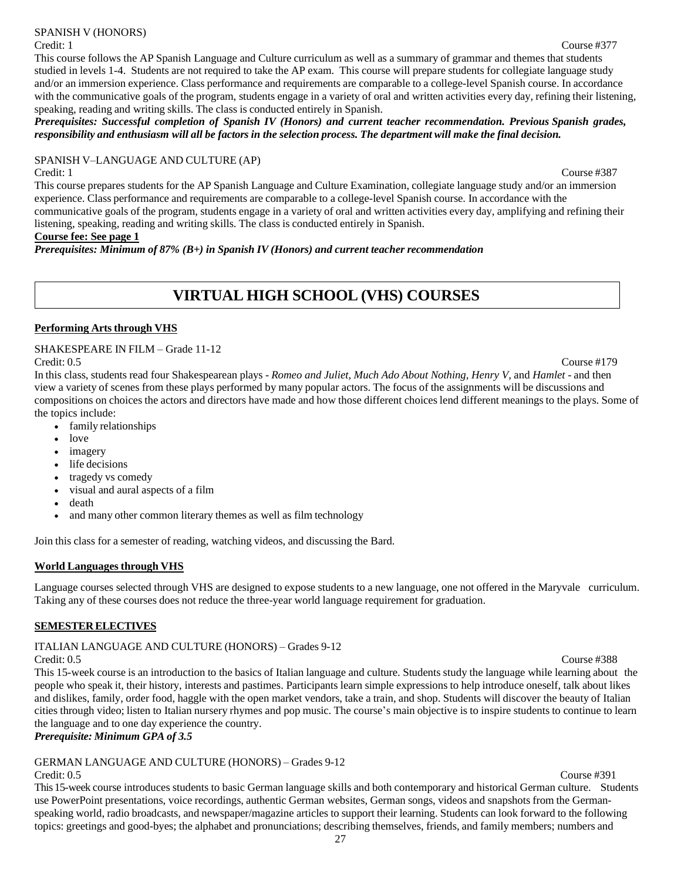SPANISH V (HONORS)

Credit: 1 Course #377

This course follows the AP Spanish Language and Culture curriculum as well as a summary of grammar and themes that students studied in levels 1-4. Students are not required to take the AP exam. This course will prepare students for collegiate language study and/or an immersion experience. Class performance and requirements are comparable to a college-level Spanish course. In accordance with the communicative goals of the program, students engage in a variety of oral and written activities every day, refining their listening, speaking, reading and writing skills. The class is conducted entirely in Spanish.

***Prerequisites: Successful completion of Spanish IV (Honors) and current teacher recommendation. Previous Spanish grades, responsibility and enthusiasm will all be factors in the selection process. The department will make the final decision.***

SPANISH V–LANGUAGE AND CULTURE (AP)

Credit: 1 Course #387

This course prepares students for the AP Spanish Language and Culture Examination, collegiate language study and/or an immersion experience. Class performance and requirements are comparable to a college-level Spanish course. In accordance with the communicative goals of the program, students engage in a variety of oral and written activities every day, amplifying and refining their listening, speaking, reading and writing skills. The class is conducted entirely in Spanish.

**Course fee: See page 1**

***Prerequisites: Minimum of 87% (B+) in Spanish IV (Honors) and current teacher recommendation***

# VIRTUAL HIGH SCHOOL (VHS) COURSES

**Performing Arts through VHS**

SHAKESPEARE IN FILM – Grade 11-12

Credit: 0.5 Course #179

In this class, students read four Shakespearean plays - *Romeo and Juliet, Much Ado About Nothing, Henry V,* and *Hamlet* - and then view a variety of scenes from these plays performed by many popular actors. The focus of the assignments will be discussions and compositions on choices the actors and directors have made and how those different choices lend different meanings to the plays. Some of the topics include:

- family relationships
- love
- imagery
- life decisions
- tragedy vs comedy
- visual and aural aspects of a film
- death
- and many other common literary themes as well as film technology

Join this class for a semester of reading, watching videos, and discussing the Bard.

**World Languages through VHS**

Language courses selected through VHS are designed to expose students to a new language, one not offered in the Maryvale curriculum. Taking any of these courses does not reduce the three-year world language requirement for graduation.

**SEMESTER ELECTIVES**

ITALIAN LANGUAGE AND CULTURE (HONORS) – Grades 9-12

Credit: 0.5 Course #388

This 15-week course is an introduction to the basics of Italian language and culture. Students study the language while learning about the people who speak it, their history, interests and pastimes. Participants learn simple expressions to help introduce oneself, talk about likes and dislikes, family, order food, haggle with the open market vendors, take a train, and shop. Students will discover the beauty of Italian cities through video; listen to Italian nursery rhymes and pop music. The course's main objective is to inspire students to continue to learn the language and to one day experience the country.

***Prerequisite: Minimum GPA of 3.5***

GERMAN LANGUAGE AND CULTURE (HONORS) – Grades 9-12

Credit: 0.5 Course #391

This 15-week course introduces students to basic German language skills and both contemporary and historical German culture. Students use PowerPoint presentations, voice recordings, authentic German websites, German songs, videos and snapshots from the German-speaking world, radio broadcasts, and newspaper/magazine articles to support their learning. Students can look forward to the following topics: greetings and good-byes; the alphabet and pronunciations; describing themselves, friends, and family members; numbers and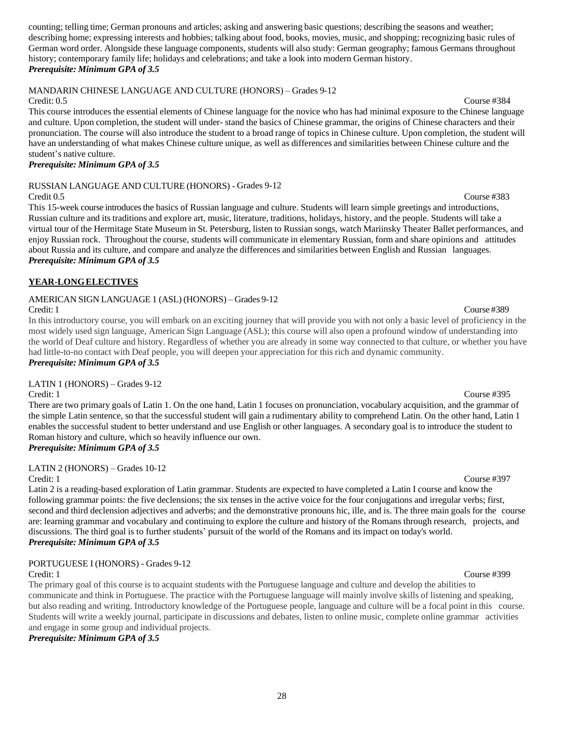counting; telling time; German pronouns and articles; asking and answering basic questions; describing the seasons and weather; describing home; expressing interests and hobbies; talking about food, books, movies, music, and shopping; recognizing basic rules of German word order. Alongside these language components, students will also study: German geography; famous Germans throughout history; contemporary family life; holidays and celebrations; and take a look into modern German history.
***Prerequisite: Minimum GPA of 3.5***

MANDARIN CHINESE LANGUAGE AND CULTURE (HONORS) – Grades 9-12
Credit: 0.5 Course #384
This course introduces the essential elements of Chinese language for the novice who has had minimal exposure to the Chinese language and culture. Upon completion, the student will under- stand the basics of Chinese grammar, the origins of Chinese characters and their pronunciation. The course will also introduce the student to a broad range of topics in Chinese culture. Upon completion, the student will have an understanding of what makes Chinese culture unique, as well as differences and similarities between Chinese culture and the student's native culture.
***Prerequisite: Minimum GPA of 3.5***

RUSSIAN LANGUAGE AND CULTURE (HONORS) - Grades 9-12
Credit 0.5 Course #383
This 15-week course introduces the basics of Russian language and culture. Students will learn simple greetings and introductions, Russian culture and its traditions and explore art, music, literature, traditions, holidays, history, and the people. Students will take a virtual tour of the Hermitage State Museum in St. Petersburg, listen to Russian songs, watch Mariinsky Theater Ballet performances, and enjoy Russian rock. Throughout the course, students will communicate in elementary Russian, form and share opinions and attitudes about Russia and its culture, and compare and analyze the differences and similarities between English and Russian languages.
***Prerequisite: Minimum GPA of 3.5***

## YEAR-LONG ELECTIVES

AMERICAN SIGN LANGUAGE 1 (ASL) (HONORS) – Grades 9-12
Credit: 1 Course #389
In this introductory course, you will embark on an exciting journey that will provide you with not only a basic level of proficiency in the most widely used sign language, American Sign Language (ASL); this course will also open a profound window of understanding into the world of Deaf culture and history. Regardless of whether you are already in some way connected to that culture, or whether you have had little-to-no contact with Deaf people, you will deepen your appreciation for this rich and dynamic community.
***Prerequisite: Minimum GPA of 3.5***

LATIN 1 (HONORS) – Grades 9-12
Credit: 1 Course #395
There are two primary goals of Latin 1. On the one hand, Latin 1 focuses on pronunciation, vocabulary acquisition, and the grammar of the simple Latin sentence, so that the successful student will gain a rudimentary ability to comprehend Latin. On the other hand, Latin 1 enables the successful student to better understand and use English or other languages. A secondary goal is to introduce the student to Roman history and culture, which so heavily influence our own.
***Prerequisite: Minimum GPA of 3.5***

LATIN 2 (HONORS) – Grades 10-12
Credit: 1 Course #397
Latin 2 is a reading-based exploration of Latin grammar. Students are expected to have completed a Latin I course and know the following grammar points: the five declensions; the six tenses in the active voice for the four conjugations and irregular verbs; first, second and third declension adjectives and adverbs; and the demonstrative pronouns hic, ille, and is. The three main goals for the course are: learning grammar and vocabulary and continuing to explore the culture and history of the Romans through research, projects, and discussions. The third goal is to further students' pursuit of the world of the Romans and its impact on today's world.
***Prerequisite: Minimum GPA of 3.5***

PORTUGUESE I (HONORS) - Grades 9-12
Credit: 1 Course #399
The primary goal of this course is to acquaint students with the Portuguese language and culture and develop the abilities to communicate and think in Portuguese. The practice with the Portuguese language will mainly involve skills of listening and speaking, but also reading and writing. Introductory knowledge of the Portuguese people, language and culture will be a focal point in this course. Students will write a weekly journal, participate in discussions and debates, listen to online music, complete online grammar activities and engage in some group and individual projects.
***Prerequisite: Minimum GPA of 3.5***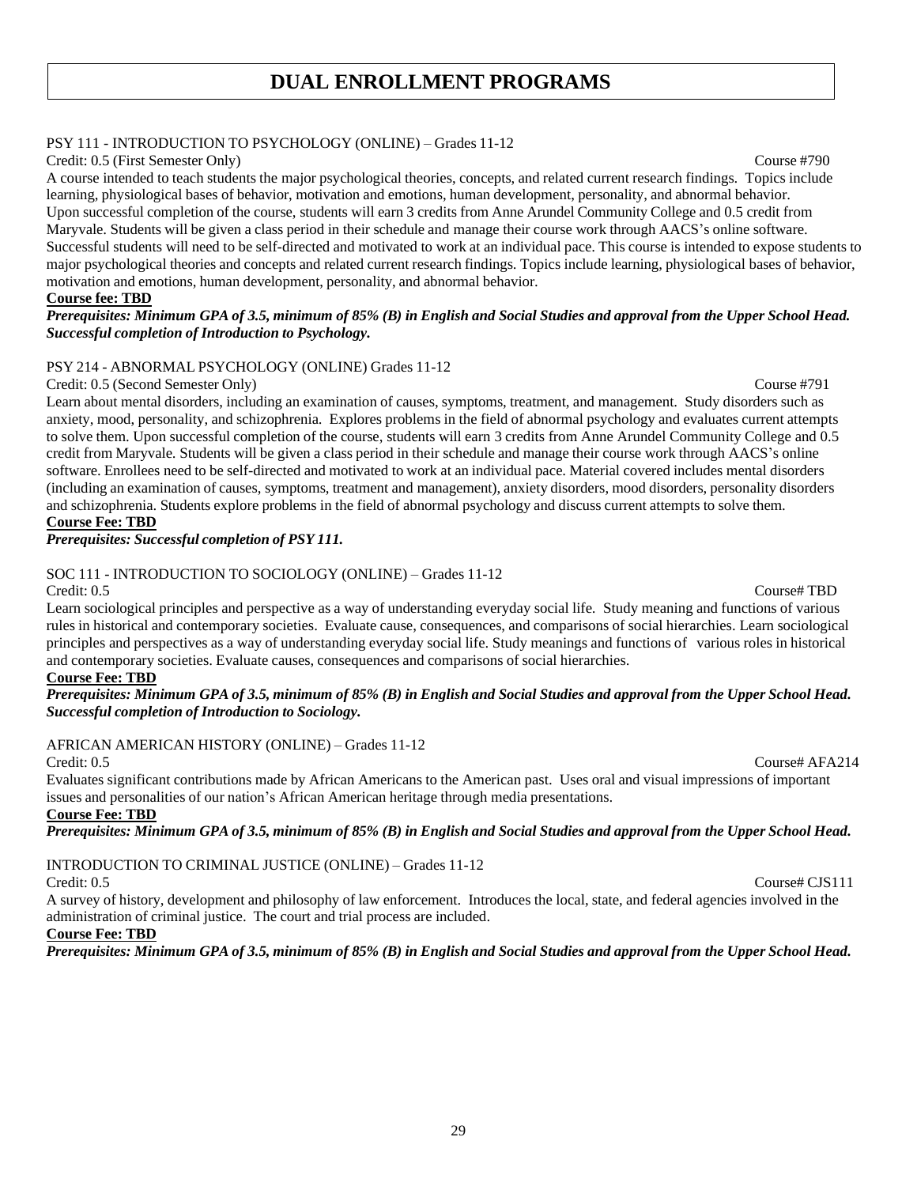# DUAL ENROLLMENT PROGRAMS

PSY 111 - INTRODUCTION TO PSYCHOLOGY (ONLINE) – Grades 11-12

Credit: 0.5 (First Semester Only) Course #790

A course intended to teach students the major psychological theories, concepts, and related current research findings. Topics include learning, physiological bases of behavior, motivation and emotions, human development, personality, and abnormal behavior. Upon successful completion of the course, students will earn 3 credits from Anne Arundel Community College and 0.5 credit from Maryvale. Students will be given a class period in their schedule and manage their course work through AACS's online software. Successful students will need to be self-directed and motivated to work at an individual pace. This course is intended to expose students to major psychological theories and concepts and related current research findings. Topics include learning, physiological bases of behavior, motivation and emotions, human development, personality, and abnormal behavior.

**Course fee: TBD**

***Prerequisites: Minimum GPA of 3.5, minimum of 85% (B) in English and Social Studies and approval from the Upper School Head. Successful completion of Introduction to Psychology.***

PSY 214 - ABNORMAL PSYCHOLOGY (ONLINE) Grades 11-12

Credit: 0.5 (Second Semester Only) Course #791

Learn about mental disorders, including an examination of causes, symptoms, treatment, and management. Study disorders such as anxiety, mood, personality, and schizophrenia. Explores problems in the field of abnormal psychology and evaluates current attempts to solve them. Upon successful completion of the course, students will earn 3 credits from Anne Arundel Community College and 0.5 credit from Maryvale. Students will be given a class period in their schedule and manage their course work through AACS's online software. Enrollees need to be self-directed and motivated to work at an individual pace. Material covered includes mental disorders (including an examination of causes, symptoms, treatment and management), anxiety disorders, mood disorders, personality disorders and schizophrenia. Students explore problems in the field of abnormal psychology and discuss current attempts to solve them.

**Course Fee: TBD**

***Prerequisites: Successful completion of PSY 111.***

SOC 111 - INTRODUCTION TO SOCIOLOGY (ONLINE) – Grades 11-12

Credit: 0.5 Course# TBD

Learn sociological principles and perspective as a way of understanding everyday social life. Study meaning and functions of various rules in historical and contemporary societies. Evaluate cause, consequences, and comparisons of social hierarchies. Learn sociological principles and perspectives as a way of understanding everyday social life. Study meanings and functions of various roles in historical and contemporary societies. Evaluate causes, consequences and comparisons of social hierarchies.

**Course Fee: TBD**

***Prerequisites: Minimum GPA of 3.5, minimum of 85% (B) in English and Social Studies and approval from the Upper School Head. Successful completion of Introduction to Sociology.***

AFRICAN AMERICAN HISTORY (ONLINE) – Grades 11-12

Credit: 0.5 Course# AFA214

Evaluates significant contributions made by African Americans to the American past. Uses oral and visual impressions of important issues and personalities of our nation's African American heritage through media presentations.

**Course Fee: TBD**

***Prerequisites: Minimum GPA of 3.5, minimum of 85% (B) in English and Social Studies and approval from the Upper School Head.***

INTRODUCTION TO CRIMINAL JUSTICE (ONLINE) – Grades 11-12

Credit: 0.5 Course# CJS111

A survey of history, development and philosophy of law enforcement. Introduces the local, state, and federal agencies involved in the administration of criminal justice. The court and trial process are included.

**Course Fee: TBD**

***Prerequisites: Minimum GPA of 3.5, minimum of 85% (B) in English and Social Studies and approval from the Upper School Head.***